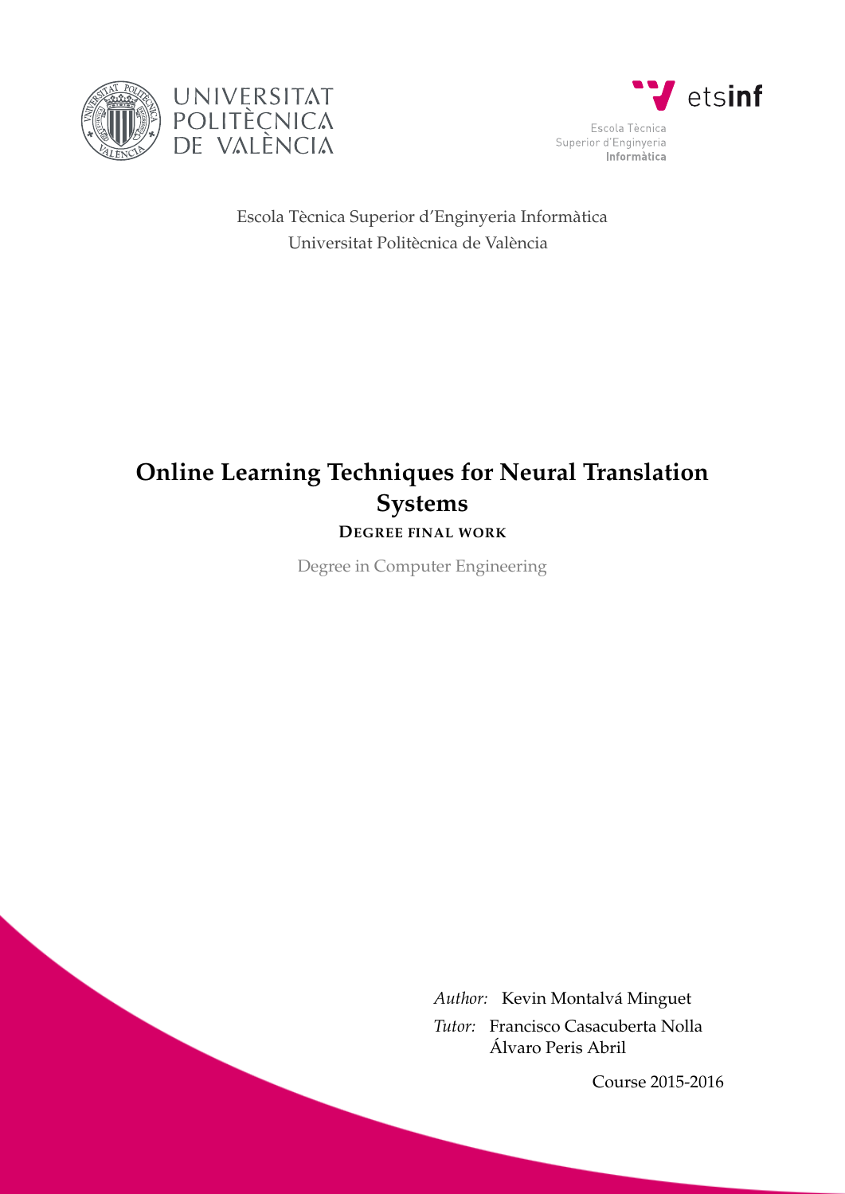UNIVERSITAT POLITÈCNICA DE VALÈNCIA

etsinf

Escola Tècnica Superior d'Enginyeria Informàtica

Escola Tècnica Superior d'Enginyeria Informàtica
Universitat Politècnica de València

# Online Learning Techniques for Neural Translation Systems

**DEGREE FINAL WORK**

Degree in Computer Engineering

*Author:* Kevin Montalvá Minguet

*Tutor:* Francisco Casacuberta Nolla
Álvaro Peris Abril

Course 2015-2016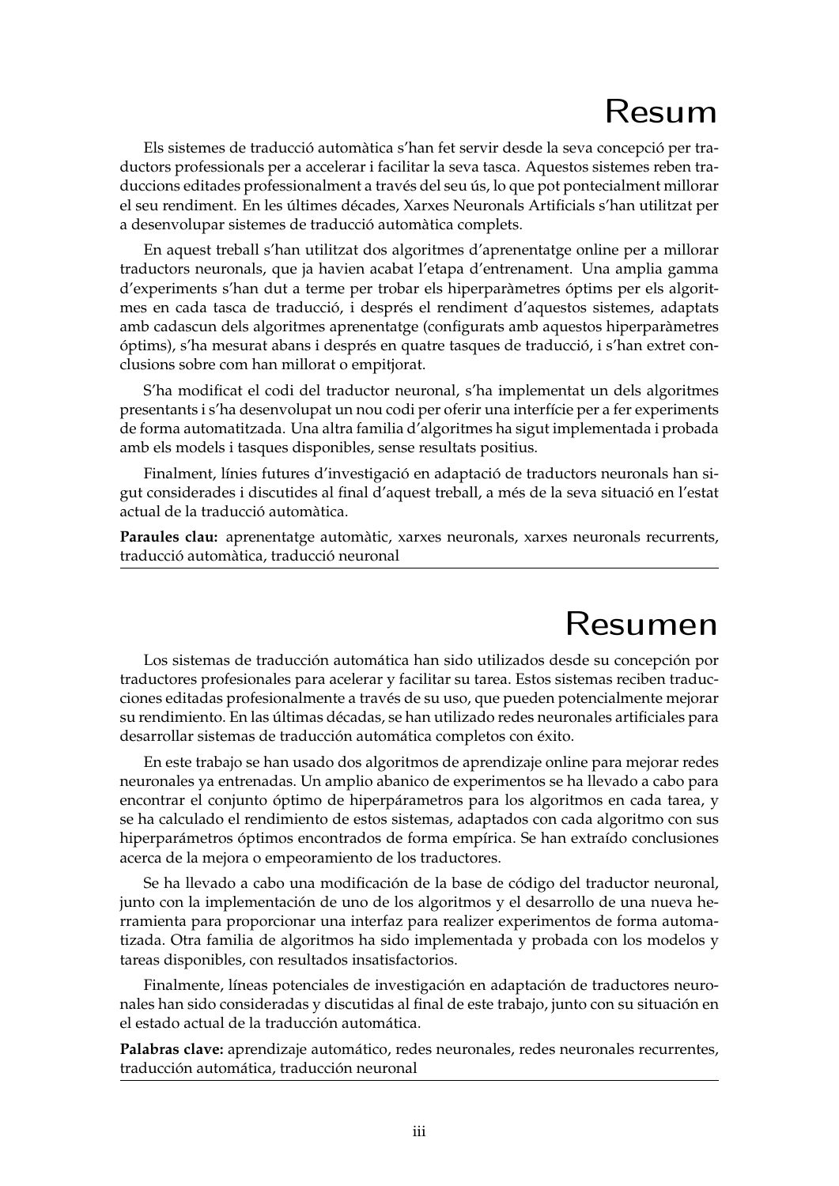# Resum

Els sistemes de traducció automàtica s'han fet servir desde la seva concepció per traductors professionals per a accelerar i facilitar la seva tasca. Aquestos sistemes reben traduccions editades professionalment a través del seu ús, lo que pot pontecialment millorar el seu rendiment. En les últimes décades, Xarxes Neuronals Artificials s'han utilitzat per a desenvolupar sistemes de traducció automàtica complets.

En aquest treball s'han utilitzat dos algoritmes d'aprenentatge online per a millorar traductors neuronals, que ja havien acabat l'etapa d'entrenament. Una amplia gamma d'experiments s'han dut a terme per trobar els hiperparàmetres óptims per els algoritmes en cada tasca de traducció, i després el rendiment d'aquestos sistemes, adaptats amb cadascun dels algoritmes aprenentatge (configurats amb aquestos hiperparàmetres óptims), s'ha mesurat abans i després en quatre tasques de traducció, i s'han extret conclusions sobre com han millorat o empitjorat.

S'ha modificat el codi del traductor neuronal, s'ha implementat un dels algoritmes presentants i s'ha desenvolupat un nou codi per oferir una interfície per a fer experiments de forma automatitzada. Una altra familia d'algoritmes ha sigut implementada i probada amb els models i tasques disponibles, sense resultats positius.

Finalment, línies futures d'investigació en adaptació de traductors neuronals han sigut considerades i discutides al final d'aquest treball, a més de la seva situació en l'estat actual de la traducció automàtica.

**Paraules clau:** aprenentatge automàtic, xarxes neuronals, xarxes neuronals recurrents, traducció automàtica, traducció neuronal

# Resumen

Los sistemas de traducción automática han sido utilizados desde su concepción por traductores profesionales para acelerar y facilitar su tarea. Estos sistemas reciben traducciones editadas profesionalmente a través de su uso, que pueden potencialmente mejorar su rendimiento. En las últimas décadas, se han utilizado redes neuronales artificiales para desarrollar sistemas de traducción automática completos con éxito.

En este trabajo se han usado dos algoritmos de aprendizaje online para mejorar redes neuronales ya entrenadas. Un amplio abanico de experimentos se ha llevado a cabo para encontrar el conjunto óptimo de hiperpárametros para los algoritmos en cada tarea, y se ha calculado el rendimiento de estos sistemas, adaptados con cada algoritmo con sus hiperparámetros óptimos encontrados de forma empírica. Se han extraído conclusiones acerca de la mejora o empeoramiento de los traductores.

Se ha llevado a cabo una modificación de la base de código del traductor neuronal, junto con la implementación de uno de los algoritmos y el desarrollo de una nueva herramienta para proporcionar una interfaz para realizer experimentos de forma automatizada. Otra familia de algoritmos ha sido implementada y probada con los modelos y tareas disponibles, con resultados insatisfactorios.

Finalmente, líneas potenciales de investigación en adaptación de traductores neuronales han sido consideradas y discutidas al final de este trabajo, junto con su situación en el estado actual de la traducción automática.

**Palabras clave:** aprendizaje automático, redes neuronales, redes neuronales recurrentes, traducción automática, traducción neuronal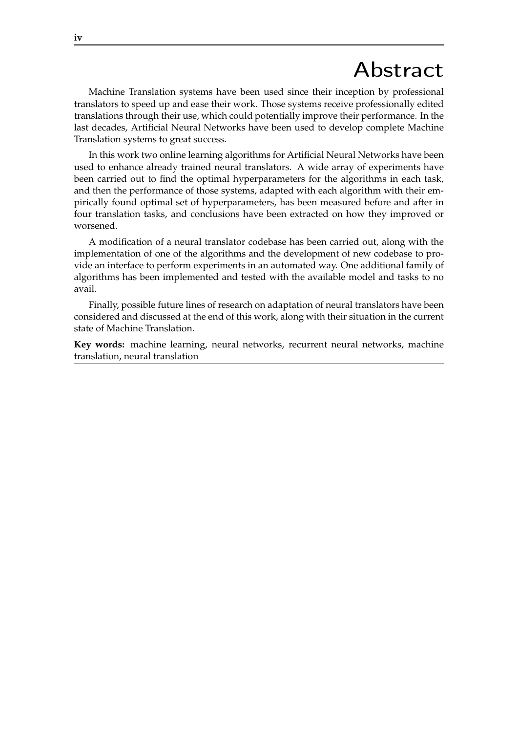# Abstract

Machine Translation systems have been used since their inception by professional translators to speed up and ease their work. Those systems receive professionally edited translations through their use, which could potentially improve their performance. In the last decades, Artificial Neural Networks have been used to develop complete Machine Translation systems to great success.

In this work two online learning algorithms for Artificial Neural Networks have been used to enhance already trained neural translators. A wide array of experiments have been carried out to find the optimal hyperparameters for the algorithms in each task, and then the performance of those systems, adapted with each algorithm with their empirically found optimal set of hyperparameters, has been measured before and after in four translation tasks, and conclusions have been extracted on how they improved or worsened.

A modification of a neural translator codebase has been carried out, along with the implementation of one of the algorithms and the development of new codebase to provide an interface to perform experiments in an automated way. One additional family of algorithms has been implemented and tested with the available model and tasks to no avail.

Finally, possible future lines of research on adaptation of neural translators have been considered and discussed at the end of this work, along with their situation in the current state of Machine Translation.

**Key words:** machine learning, neural networks, recurrent neural networks, machine translation, neural translation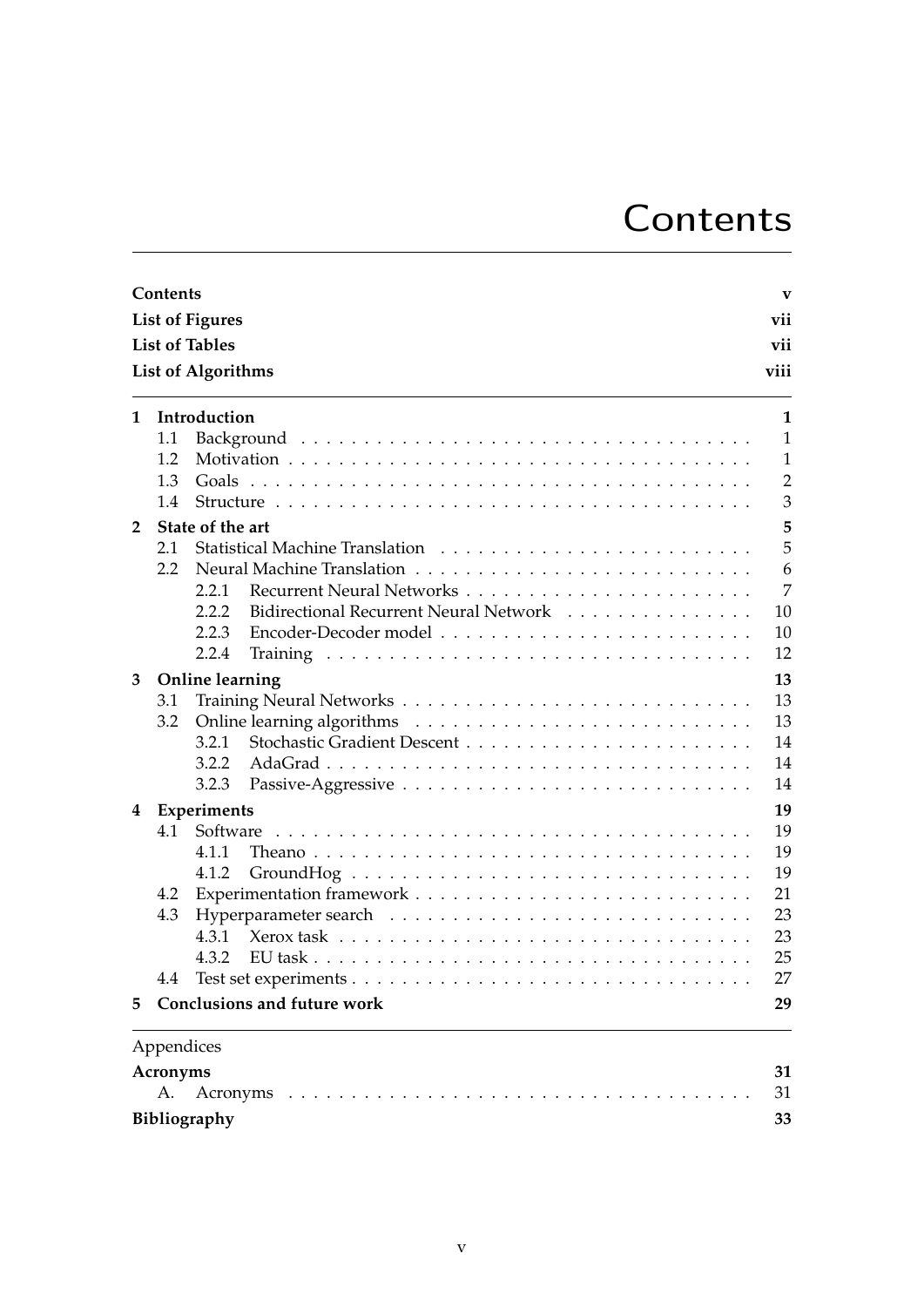# Contents

**Contents** **v**

**List of Figures** **vii**

**List of Tables** **vii**

**List of Algorithms** **viii**

---

**1 Introduction** **1**

- 1.1 Background . . . 1
- 1.2 Motivation . . . 1
- 1.3 Goals . . . 2
- 1.4 Structure . . . 3

**2 State of the art** **5**

- 2.1 Statistical Machine Translation . . . 5
- 2.2 Neural Machine Translation . . . 6
  - 2.2.1 Recurrent Neural Networks . . . 7
  - 2.2.2 Bidirectional Recurrent Neural Network . . . 10
  - 2.2.3 Encoder-Decoder model . . . 10
  - 2.2.4 Training . . . 12

**3 Online learning** **13**

- 3.1 Training Neural Networks . . . 13
- 3.2 Online learning algorithms . . . 13
  - 3.2.1 Stochastic Gradient Descent . . . 14
  - 3.2.2 AdaGrad . . . 14
  - 3.2.3 Passive-Aggressive . . . 14

**4 Experiments** **19**

- 4.1 Software . . . 19
  - 4.1.1 Theano . . . 19
  - 4.1.2 GroundHog . . . 19
- 4.2 Experimentation framework . . . 21
- 4.3 Hyperparameter search . . . 23
  - 4.3.1 Xerox task . . . 23
  - 4.3.2 EU task . . . 25
- 4.4 Test set experiments . . . 27

**5 Conclusions and future work** **29**

---

Appendices

**Acronyms** **31**

- A. Acronyms . . . 31

**Bibliography** **33**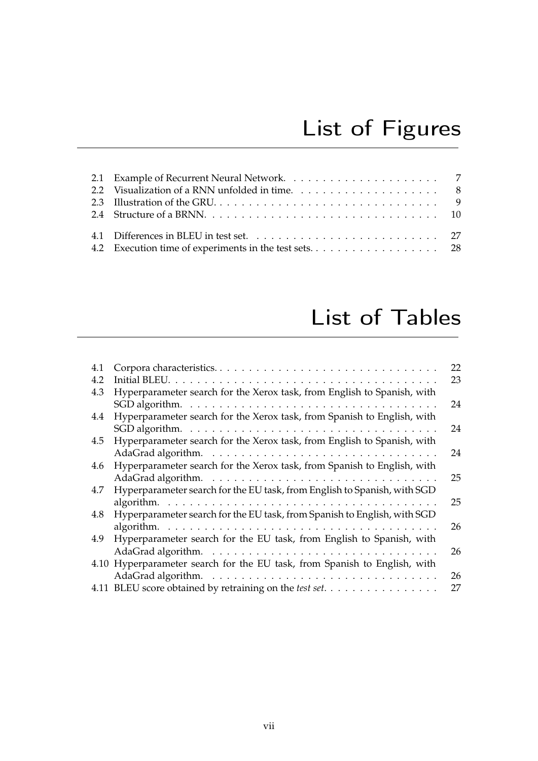# List of Figures

2.1 Example of Recurrent Neural Network. . . . . . . . . . . . . . . . . . . . . 7
2.2 Visualization of a RNN unfolded in time. . . . . . . . . . . . . . . . . . . 8
2.3 Illustration of the GRU. . . . . . . . . . . . . . . . . . . . . . . . . . . . . 9
2.4 Structure of a BRNN. . . . . . . . . . . . . . . . . . . . . . . . . . . . . . 10

4.1 Differences in BLEU in test set. . . . . . . . . . . . . . . . . . . . . . . . 27
4.2 Execution time of experiments in the test sets. . . . . . . . . . . . . . . . . 28

# List of Tables

4.1 Corpora characteristics. . . . . . . . . . . . . . . . . . . . . . . . . . . . . 22
4.2 Initial BLEU. . . . . . . . . . . . . . . . . . . . . . . . . . . . . . . . . . . 23
4.3 Hyperparameter search for the Xerox task, from English to Spanish, with SGD algorithm. . . . . . . . . . . . . . . . . . . . . . . . . . . . . . . . . 24
4.4 Hyperparameter search for the Xerox task, from Spanish to English, with SGD algorithm. . . . . . . . . . . . . . . . . . . . . . . . . . . . . . . . . 24
4.5 Hyperparameter search for the Xerox task, from English to Spanish, with AdaGrad algorithm. . . . . . . . . . . . . . . . . . . . . . . . . . . . . . . 24
4.6 Hyperparameter search for the Xerox task, from Spanish to English, with AdaGrad algorithm. . . . . . . . . . . . . . . . . . . . . . . . . . . . . . . 25
4.7 Hyperparameter search for the EU task, from English to Spanish, with SGD algorithm. . . . . . . . . . . . . . . . . . . . . . . . . . . . . . . . . . . . 25
4.8 Hyperparameter search for the EU task, from Spanish to English, with SGD algorithm. . . . . . . . . . . . . . . . . . . . . . . . . . . . . . . . . . . . 26
4.9 Hyperparameter search for the EU task, from English to Spanish, with AdaGrad algorithm. . . . . . . . . . . . . . . . . . . . . . . . . . . . . . . 26
4.10 Hyperparameter search for the EU task, from Spanish to English, with AdaGrad algorithm. . . . . . . . . . . . . . . . . . . . . . . . . . . . . . . 26
4.11 BLEU score obtained by retraining on the *test set*. . . . . . . . . . . . . . . . 27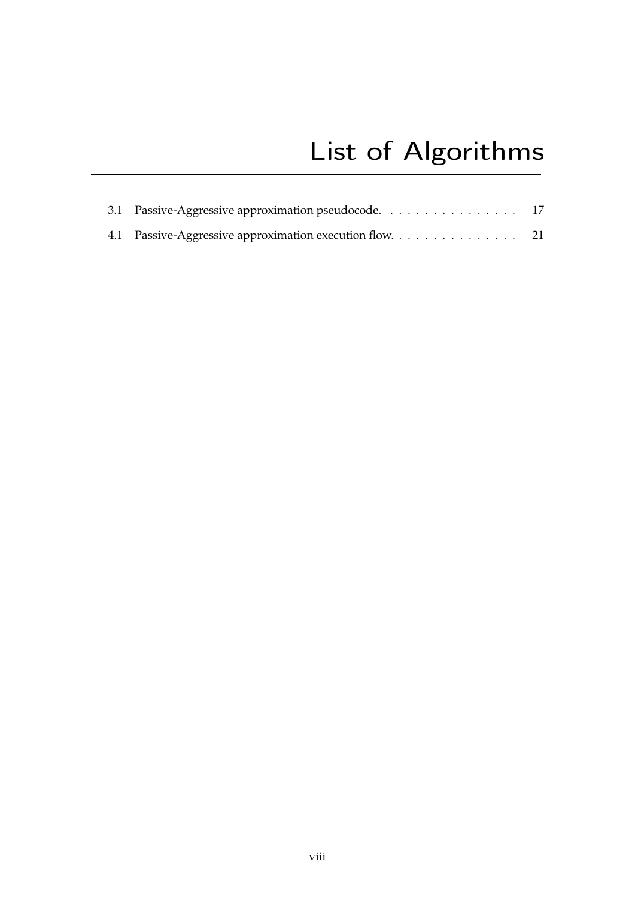# List of Algorithms

3.1 Passive-Aggressive approximation pseudocode. . . . . . . . . . . . . . . . . 17

4.1 Passive-Aggressive approximation execution flow. . . . . . . . . . . . . . . . 21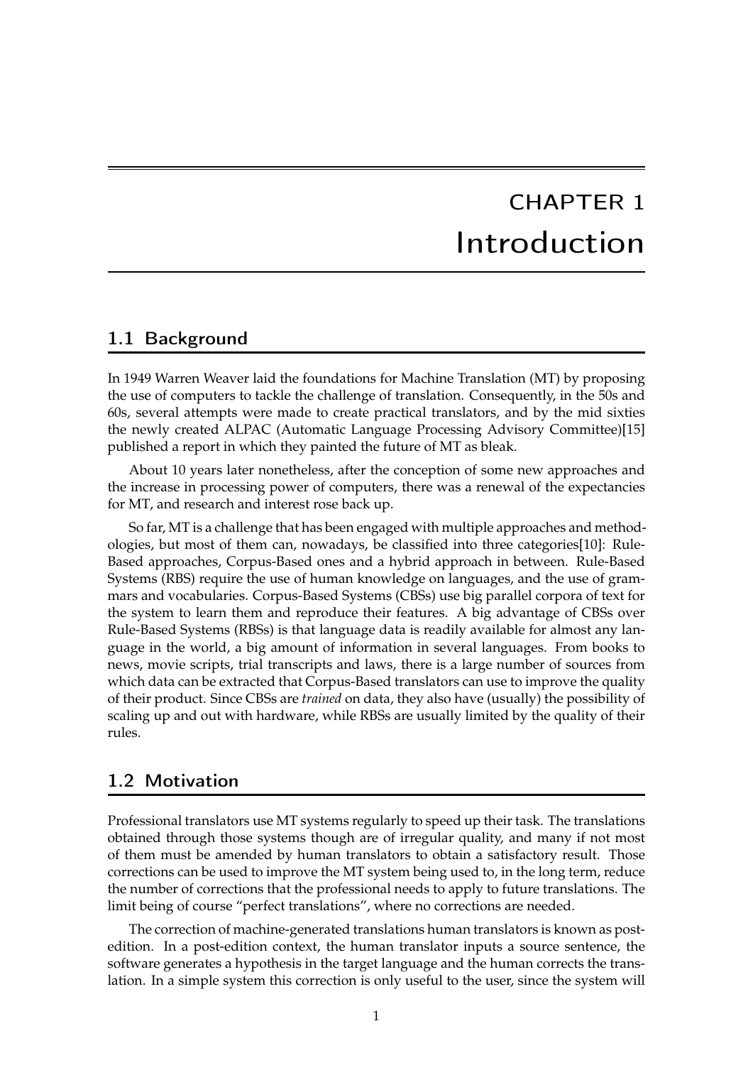# CHAPTER 1
# Introduction

## 1.1 Background

In 1949 Warren Weaver laid the foundations for Machine Translation (MT) by proposing the use of computers to tackle the challenge of translation. Consequently, in the 50s and 60s, several attempts were made to create practical translators, and by the mid sixties the newly created ALPAC (Automatic Language Processing Advisory Committee)[15] published a report in which they painted the future of MT as bleak.

About 10 years later nonetheless, after the conception of some new approaches and the increase in processing power of computers, there was a renewal of the expectancies for MT, and research and interest rose back up.

So far, MT is a challenge that has been engaged with multiple approaches and methodologies, but most of them can, nowadays, be classified into three categories[10]: Rule-Based approaches, Corpus-Based ones and a hybrid approach in between. Rule-Based Systems (RBS) require the use of human knowledge on languages, and the use of grammars and vocabularies. Corpus-Based Systems (CBSs) use big parallel corpora of text for the system to learn them and reproduce their features. A big advantage of CBSs over Rule-Based Systems (RBSs) is that language data is readily available for almost any language in the world, a big amount of information in several languages. From books to news, movie scripts, trial transcripts and laws, there is a large number of sources from which data can be extracted that Corpus-Based translators can use to improve the quality of their product. Since CBSs are *trained* on data, they also have (usually) the possibility of scaling up and out with hardware, while RBSs are usually limited by the quality of their rules.

## 1.2 Motivation

Professional translators use MT systems regularly to speed up their task. The translations obtained through those systems though are of irregular quality, and many if not most of them must be amended by human translators to obtain a satisfactory result. Those corrections can be used to improve the MT system being used to, in the long term, reduce the number of corrections that the professional needs to apply to future translations. The limit being of course "perfect translations", where no corrections are needed.

The correction of machine-generated translations human translators is known as post-edition. In a post-edition context, the human translator inputs a source sentence, the software generates a hypothesis in the target language and the human corrects the translation. In a simple system this correction is only useful to the user, since the system will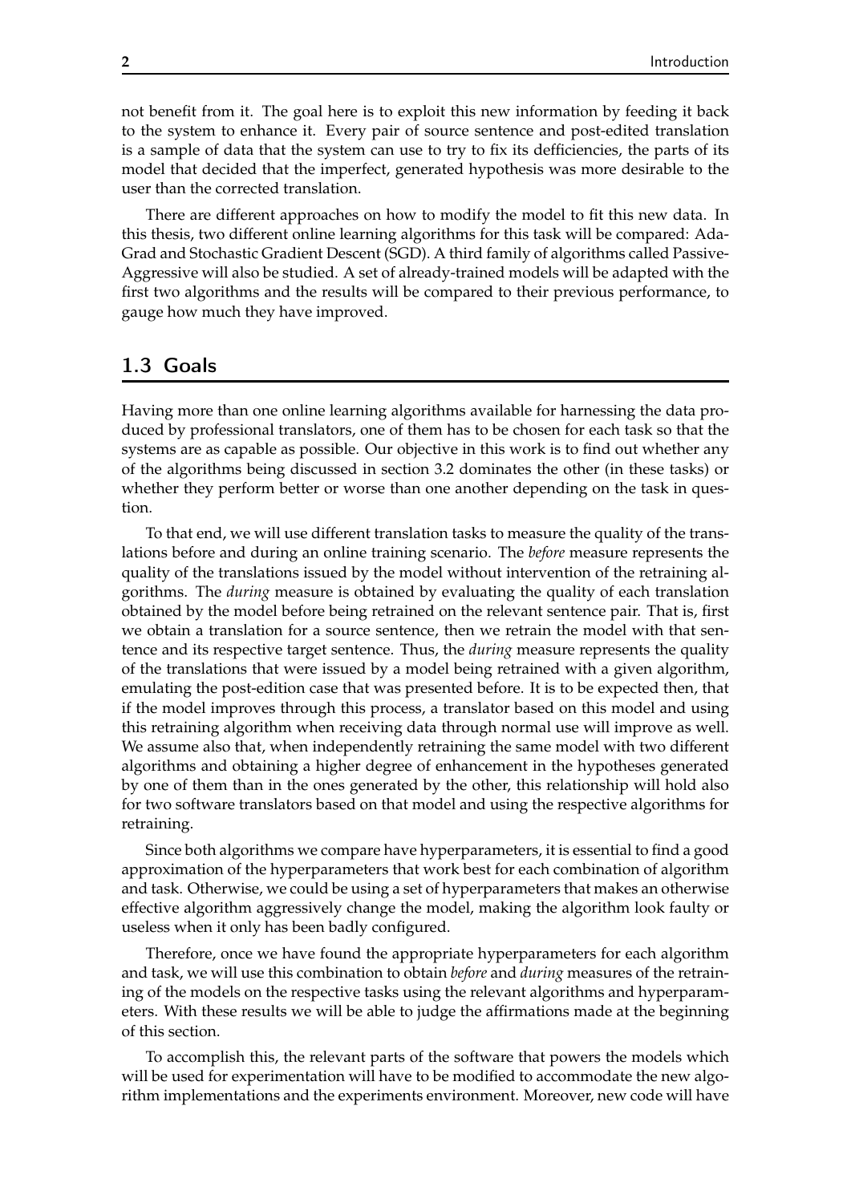not benefit from it. The goal here is to exploit this new information by feeding it back to the system to enhance it. Every pair of source sentence and post-edited translation is a sample of data that the system can use to try to fix its defficiencies, the parts of its model that decided that the imperfect, generated hypothesis was more desirable to the user than the corrected translation.

There are different approaches on how to modify the model to fit this new data. In this thesis, two different online learning algorithms for this task will be compared: Ada-Grad and Stochastic Gradient Descent (SGD). A third family of algorithms called Passive-Aggressive will also be studied. A set of already-trained models will be adapted with the first two algorithms and the results will be compared to their previous performance, to gauge how much they have improved.

## 1.3 Goals

Having more than one online learning algorithms available for harnessing the data produced by professional translators, one of them has to be chosen for each task so that the systems are as capable as possible. Our objective in this work is to find out whether any of the algorithms being discussed in section 3.2 dominates the other (in these tasks) or whether they perform better or worse than one another depending on the task in question.

To that end, we will use different translation tasks to measure the quality of the translations before and during an online training scenario. The *before* measure represents the quality of the translations issued by the model without intervention of the retraining algorithms. The *during* measure is obtained by evaluating the quality of each translation obtained by the model before being retrained on the relevant sentence pair. That is, first we obtain a translation for a source sentence, then we retrain the model with that sentence and its respective target sentence. Thus, the *during* measure represents the quality of the translations that were issued by a model being retrained with a given algorithm, emulating the post-edition case that was presented before. It is to be expected then, that if the model improves through this process, a translator based on this model and using this retraining algorithm when receiving data through normal use will improve as well. We assume also that, when independently retraining the same model with two different algorithms and obtaining a higher degree of enhancement in the hypotheses generated by one of them than in the ones generated by the other, this relationship will hold also for two software translators based on that model and using the respective algorithms for retraining.

Since both algorithms we compare have hyperparameters, it is essential to find a good approximation of the hyperparameters that work best for each combination of algorithm and task. Otherwise, we could be using a set of hyperparameters that makes an otherwise effective algorithm aggressively change the model, making the algorithm look faulty or useless when it only has been badly configured.

Therefore, once we have found the appropriate hyperparameters for each algorithm and task, we will use this combination to obtain *before* and *during* measures of the retraining of the models on the respective tasks using the relevant algorithms and hyperparameters. With these results we will be able to judge the affirmations made at the beginning of this section.

To accomplish this, the relevant parts of the software that powers the models which will be used for experimentation will have to be modified to accommodate the new algorithm implementations and the experiments environment. Moreover, new code will have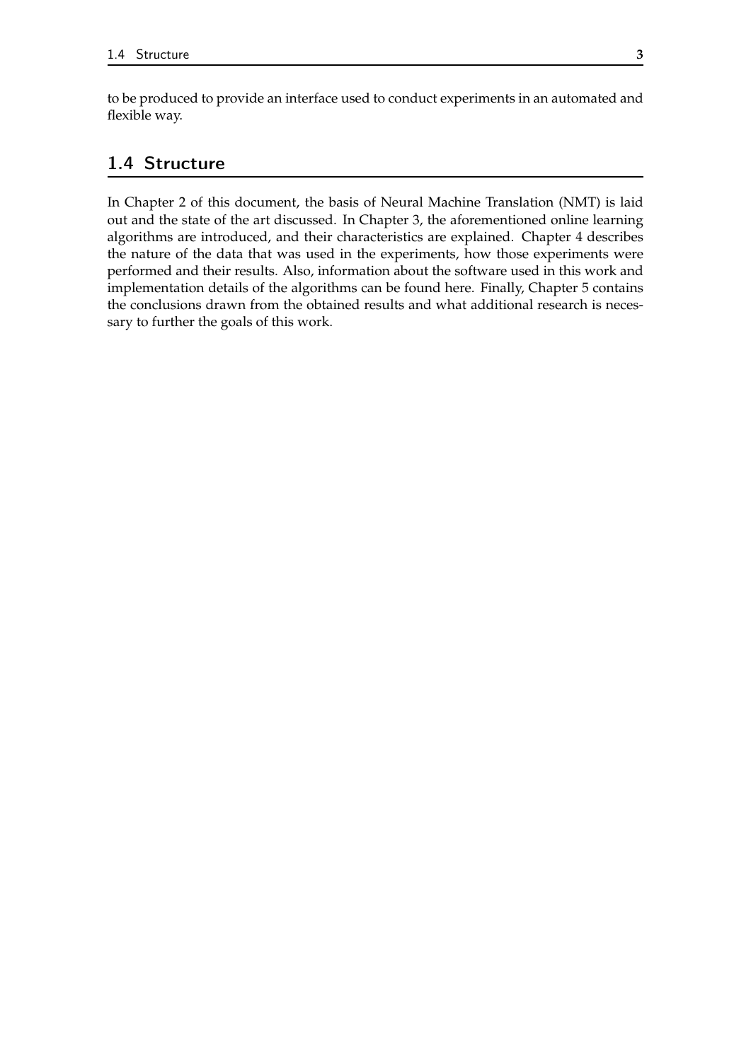to be produced to provide an interface used to conduct experiments in an automated and flexible way.

## 1.4 Structure

In Chapter 2 of this document, the basis of Neural Machine Translation (NMT) is laid out and the state of the art discussed. In Chapter 3, the aforementioned online learning algorithms are introduced, and their characteristics are explained. Chapter 4 describes the nature of the data that was used in the experiments, how those experiments were performed and their results. Also, information about the software used in this work and implementation details of the algorithms can be found here. Finally, Chapter 5 contains the conclusions drawn from the obtained results and what additional research is necessary to further the goals of this work.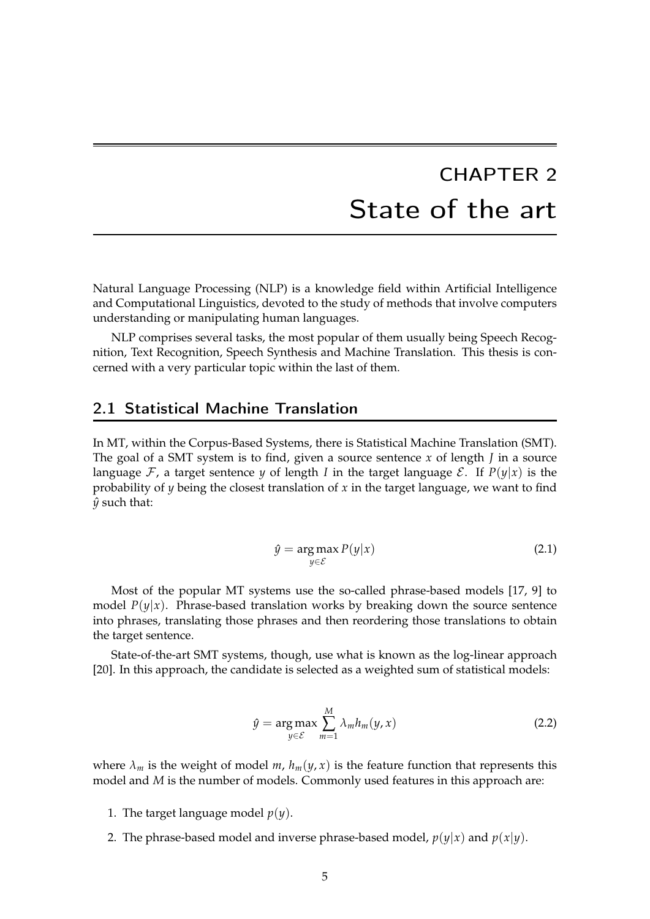# CHAPTER 2
# State of the art

Natural Language Processing (NLP) is a knowledge field within Artificial Intelligence and Computational Linguistics, devoted to the study of methods that involve computers understanding or manipulating human languages.

NLP comprises several tasks, the most popular of them usually being Speech Recognition, Text Recognition, Speech Synthesis and Machine Translation. This thesis is concerned with a very particular topic within the last of them.

## 2.1 Statistical Machine Translation

In MT, within the Corpus-Based Systems, there is Statistical Machine Translation (SMT). The goal of a SMT system is to find, given a source sentence $x$ of length $J$ in a source language $\mathcal{F}$, a target sentence $y$ of length $I$ in the target language $\mathcal{E}$. If $P(y|x)$ is the probability of $y$ being the closest translation of $x$ in the target language, we want to find $\hat{y}$ such that:

$$\hat{y} = \underset{y \in \mathcal{E}}{\arg\max}\, P(y|x) \tag{2.1}$$

Most of the popular MT systems use the so-called phrase-based models [17, 9] to model $P(y|x)$. Phrase-based translation works by breaking down the source sentence into phrases, translating those phrases and then reordering those translations to obtain the target sentence.

State-of-the-art SMT systems, though, use what is known as the log-linear approach [20]. In this approach, the candidate is selected as a weighted sum of statistical models:

$$\hat{y} = \underset{y \in \mathcal{E}}{\arg\max} \sum_{m=1}^{M} \lambda_m h_m(y, x) \tag{2.2}$$

where $\lambda_m$ is the weight of model $m$, $h_m(y, x)$ is the feature function that represents this model and $M$ is the number of models. Commonly used features in this approach are:

1. The target language model $p(y)$.
2. The phrase-based model and inverse phrase-based model, $p(y|x)$ and $p(x|y)$.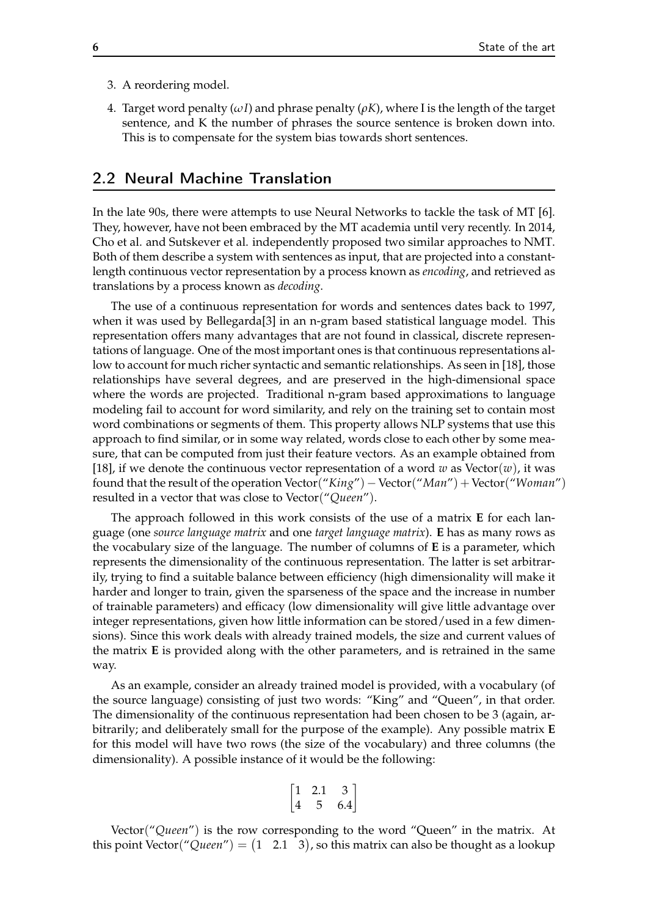3. A reordering model.
4. Target word penalty ($\omega I$) and phrase penalty ($\rho K$), where I is the length of the target sentence, and K the number of phrases the source sentence is broken down into. This is to compensate for the system bias towards short sentences.

## 2.2 Neural Machine Translation

In the late 90s, there were attempts to use Neural Networks to tackle the task of MT [6]. They, however, have not been embraced by the MT academia until very recently. In 2014, Cho et al. and Sutskever et al. independently proposed two similar approaches to NMT. Both of them describe a system with sentences as input, that are projected into a constant-length continuous vector representation by a process known as *encoding*, and retrieved as translations by a process known as *decoding*.

The use of a continuous representation for words and sentences dates back to 1997, when it was used by Bellegarda[3] in an n-gram based statistical language model. This representation offers many advantages that are not found in classical, discrete representations of language. One of the most important ones is that continuous representations allow to account for much richer syntactic and semantic relationships. As seen in [18], those relationships have several degrees, and are preserved in the high-dimensional space where the words are projected. Traditional n-gram based approximations to language modeling fail to account for word similarity, and rely on the training set to contain most word combinations or segments of them. This property allows NLP systems that use this approach to find similar, or in some way related, words close to each other by some measure, that can be computed from just their feature vectors. As an example obtained from [18], if we denote the continuous vector representation of a word $w$ as $\text{Vector}(w)$, it was found that the result of the operation $\text{Vector}(\text{“}King\text{”}) - \text{Vector}(\text{“}Man\text{”}) + \text{Vector}(\text{“}Woman\text{”})$ resulted in a vector that was close to $\text{Vector}(\text{“}Queen\text{”})$.

The approach followed in this work consists of the use of a matrix **E** for each language (one *source language matrix* and one *target language matrix*). **E** has as many rows as the vocabulary size of the language. The number of columns of **E** is a parameter, which represents the dimensionality of the continuous representation. The latter is set arbitrarily, trying to find a suitable balance between efficiency (high dimensionality will make it harder and longer to train, given the sparseness of the space and the increase in number of trainable parameters) and efficacy (low dimensionality will give little advantage over integer representations, given how little information can be stored/used in a few dimensions). Since this work deals with already trained models, the size and current values of the matrix **E** is provided along with the other parameters, and is retrained in the same way.

As an example, consider an already trained model is provided, with a vocabulary (of the source language) consisting of just two words: “King” and “Queen”, in that order. The dimensionality of the continuous representation had been chosen to be 3 (again, arbitrarily; and deliberately small for the purpose of the example). Any possible matrix **E** for this model will have two rows (the size of the vocabulary) and three columns (the dimensionality). A possible instance of it would be the following:

$$\begin{bmatrix} 1 & 2.1 & 3 \\ 4 & 5 & 6.4 \end{bmatrix}$$

$\text{Vector}(\text{“}Queen\text{”})$ is the row corresponding to the word “Queen” in the matrix. At this point $\text{Vector}(\text{“}Queen\text{”}) = \begin{pmatrix} 1 & 2.1 & 3 \end{pmatrix}$, so this matrix can also be thought as a lookup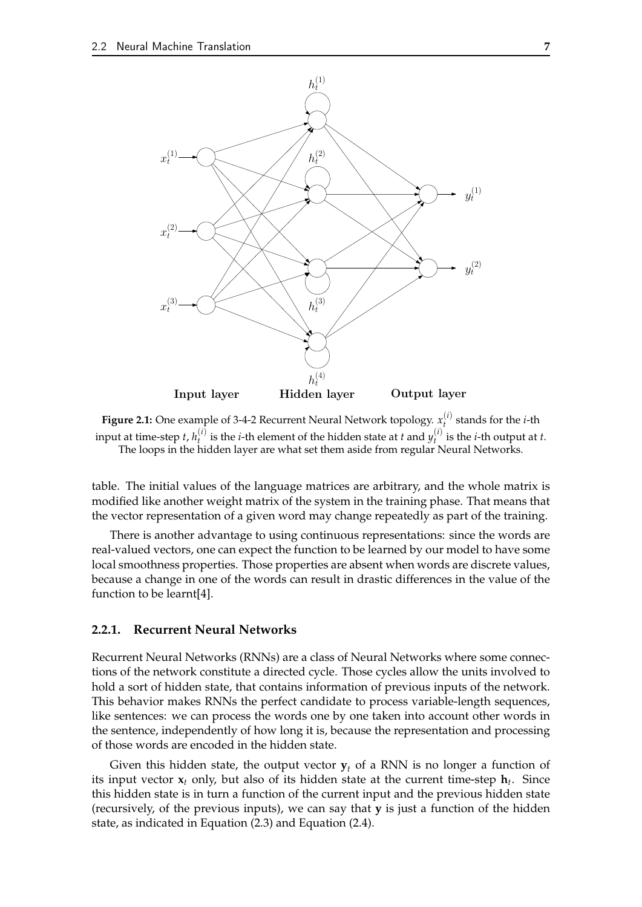$h_t^{(1)}$

$x_t^{(1)}$

$h_t^{(2)}$

$y_t^{(1)}$

$x_t^{(2)}$

$y_t^{(2)}$

$x_t^{(3)}$

$h_t^{(3)}$

$h_t^{(4)}$

Input layer

Hidden layer

Output layer

**Figure 2.1:** One example of 3-4-2 Recurrent Neural Network topology. $x_t^{(i)}$ stands for the *i*-th input at time-step *t*, $h_t^{(i)}$ is the *i*-th element of the hidden state at *t* and $y_t^{(i)}$ is the *i*-th output at *t*. The loops in the hidden layer are what set them aside from regular Neural Networks.

table. The initial values of the language matrices are arbitrary, and the whole matrix is modified like another weight matrix of the system in the training phase. That means that the vector representation of a given word may change repeatedly as part of the training.

There is another advantage to using continuous representations: since the words are real-valued vectors, one can expect the function to be learned by our model to have some local smoothness properties. Those properties are absent when words are discrete values, because a change in one of the words can result in drastic differences in the value of the function to be learnt[4].

### 2.2.1. Recurrent Neural Networks

Recurrent Neural Networks (RNNs) are a class of Neural Networks where some connections of the network constitute a directed cycle. Those cycles allow the units involved to hold a sort of hidden state, that contains information of previous inputs of the network. This behavior makes RNNs the perfect candidate to process variable-length sequences, like sentences: we can process the words one by one taken into account other words in the sentence, independently of how long it is, because the representation and processing of those words are encoded in the hidden state.

Given this hidden state, the output vector $\mathbf{y}_t$ of a RNN is no longer a function of its input vector $\mathbf{x}_t$ only, but also of its hidden state at the current time-step $\mathbf{h}_t$. Since this hidden state is in turn a function of the current input and the previous hidden state (recursively, of the previous inputs), we can say that $\mathbf{y}$ is just a function of the hidden state, as indicated in Equation (2.3) and Equation (2.4).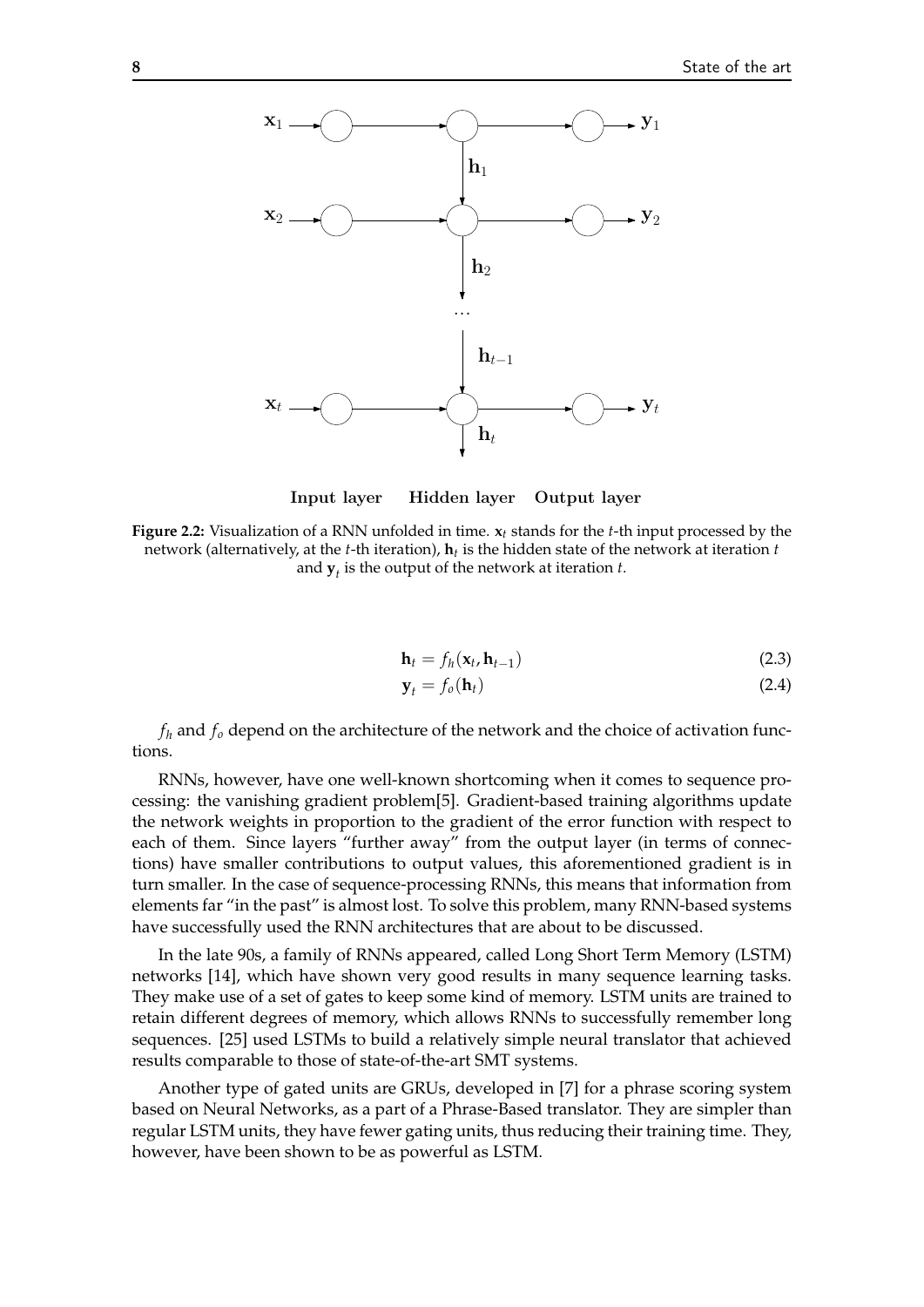$\mathbf{x}_1$ $\mathbf{y}_1$

$\mathbf{h}_1$

$\mathbf{x}_2$ $\mathbf{y}_2$

$\mathbf{h}_2$

...

$\mathbf{h}_{t-1}$

$\mathbf{x}_t$ $\mathbf{y}_t$

$\mathbf{h}_t$

**Input layer** **Hidden layer** **Output layer**

**Figure 2.2:** Visualization of a RNN unfolded in time. $\mathbf{x}_t$ stands for the $t$-th input processed by the network (alternatively, at the $t$-th iteration), $\mathbf{h}_t$ is the hidden state of the network at iteration $t$ and $\mathbf{y}_t$ is the output of the network at iteration $t$.

$$\mathbf{h}_t = f_h(\mathbf{x}_t, \mathbf{h}_{t-1}) \tag{2.3}$$

$$\mathbf{y}_t = f_o(\mathbf{h}_t) \tag{2.4}$$

$f_h$ and $f_o$ depend on the architecture of the network and the choice of activation functions.

RNNs, however, have one well-known shortcoming when it comes to sequence processing: the vanishing gradient problem[5]. Gradient-based training algorithms update the network weights in proportion to the gradient of the error function with respect to each of them. Since layers "further away" from the output layer (in terms of connections) have smaller contributions to output values, this aforementioned gradient is in turn smaller. In the case of sequence-processing RNNs, this means that information from elements far "in the past" is almost lost. To solve this problem, many RNN-based systems have successfully used the RNN architectures that are about to be discussed.

In the late 90s, a family of RNNs appeared, called Long Short Term Memory (LSTM) networks [14], which have shown very good results in many sequence learning tasks. They make use of a set of gates to keep some kind of memory. LSTM units are trained to retain different degrees of memory, which allows RNNs to successfully remember long sequences. [25] used LSTMs to build a relatively simple neural translator that achieved results comparable to those of state-of-the-art SMT systems.

Another type of gated units are GRUs, developed in [7] for a phrase scoring system based on Neural Networks, as a part of a Phrase-Based translator. They are simpler than regular LSTM units, they have fewer gating units, thus reducing their training time. They, however, have been shown to be as powerful as LSTM.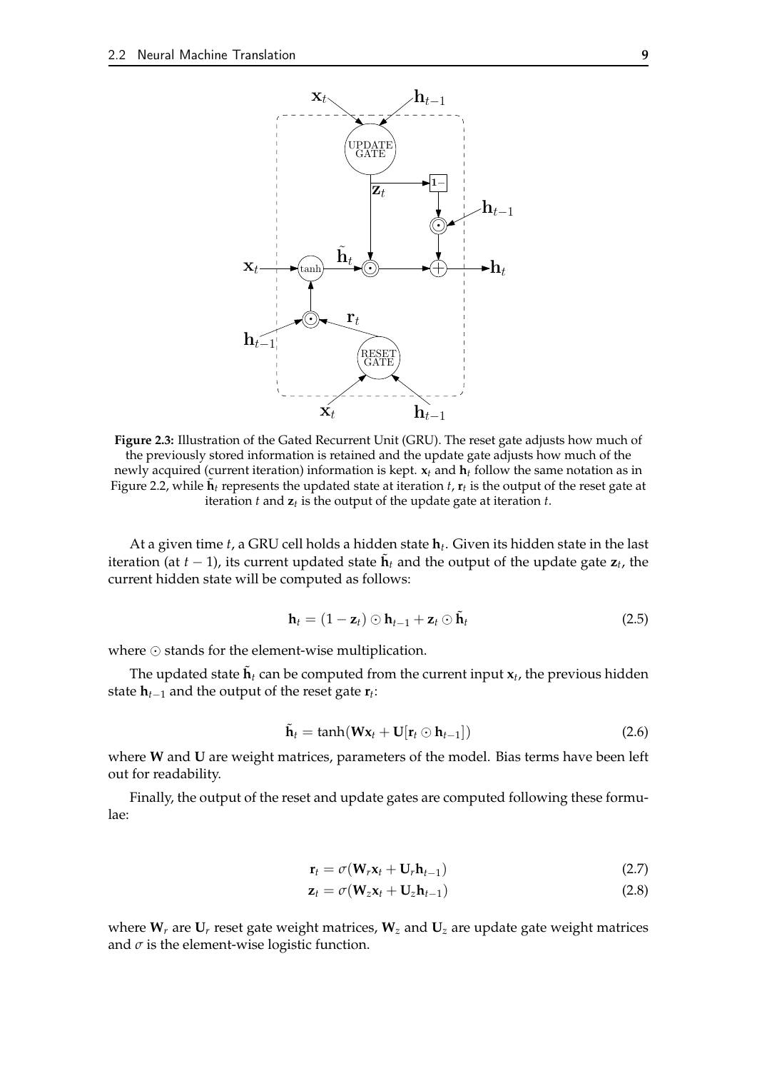Figure 2.3: Illustration of the Gated Recurrent Unit (GRU). The reset gate adjusts how much of the previously stored information is retained and the update gate adjusts how much of the newly acquired (current iteration) information is kept. $\mathbf{x}_t$ and $\mathbf{h}_t$ follow the same notation as in Figure 2.2, while $\tilde{\mathbf{h}}_t$ represents the updated state at iteration $t$, $\mathbf{r}_t$ is the output of the reset gate at iteration $t$ and $\mathbf{z}_t$ is the output of the update gate at iteration $t$.

At a given time $t$, a GRU cell holds a hidden state $\mathbf{h}_t$. Given its hidden state in the last iteration (at $t-1$), its current updated state $\tilde{\mathbf{h}}_t$ and the output of the update gate $\mathbf{z}_t$, the current hidden state will be computed as follows:

$$\mathbf{h}_t = (1 - \mathbf{z}_t) \odot \mathbf{h}_{t-1} + \mathbf{z}_t \odot \tilde{\mathbf{h}}_t \tag{2.5}$$

where $\odot$ stands for the element-wise multiplication.

The updated state $\tilde{\mathbf{h}}_t$ can be computed from the current input $\mathbf{x}_t$, the previous hidden state $\mathbf{h}_{t-1}$ and the output of the reset gate $\mathbf{r}_t$:

$$\tilde{\mathbf{h}}_t = \tanh(\mathbf{W}\mathbf{x}_t + \mathbf{U}[\mathbf{r}_t \odot \mathbf{h}_{t-1}]) \tag{2.6}$$

where $\mathbf{W}$ and $\mathbf{U}$ are weight matrices, parameters of the model. Bias terms have been left out for readability.

Finally, the output of the reset and update gates are computed following these formulae:

$$\mathbf{r}_t = \sigma(\mathbf{W}_r\mathbf{x}_t + \mathbf{U}_r\mathbf{h}_{t-1}) \tag{2.7}$$

$$\mathbf{z}_t = \sigma(\mathbf{W}_z\mathbf{x}_t + \mathbf{U}_z\mathbf{h}_{t-1}) \tag{2.8}$$

where $\mathbf{W}_r$ are $\mathbf{U}_r$ reset gate weight matrices, $\mathbf{W}_z$ and $\mathbf{U}_z$ are update gate weight matrices and $\sigma$ is the element-wise logistic function.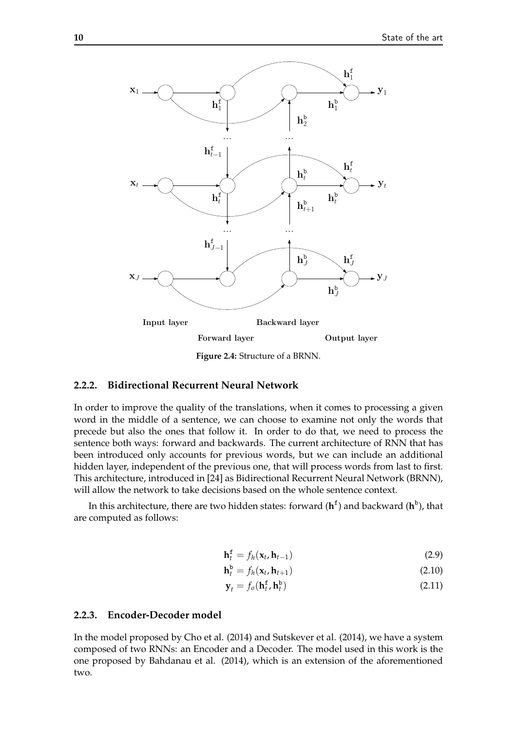Input layer

Backward layer

Forward layer

Output layer

**Figure 2.4:** Structure of a BRNN.

### 2.2.2. Bidirectional Recurrent Neural Network

In order to improve the quality of the translations, when it comes to processing a given word in the middle of a sentence, we can choose to examine not only the words that precede but also the ones that follow it. In order to do that, we need to process the sentence both ways: forward and backwards. The current architecture of RNN that has been introduced only accounts for previous words, but we can include an additional hidden layer, independent of the previous one, that will process words from last to first. This architecture, introduced in [24] as Bidirectional Recurrent Neural Network (BRNN), will allow the network to take decisions based on the whole sentence context.

In this architecture, there are two hidden states: forward ($\mathbf{h}^{\mathrm{f}}$) and backward ($\mathbf{h}^{\mathrm{b}}$), that are computed as follows:

$$\mathbf{h}_t^{\mathrm{f}} = f_h(\mathbf{x}_t, \mathbf{h}_{t-1}) \tag{2.9}$$

$$\mathbf{h}_t^{\mathrm{b}} = f_h(\mathbf{x}_t, \mathbf{h}_{t+1}) \tag{2.10}$$

$$\mathbf{y}_t = f_o(\mathbf{h}_t^{\mathrm{f}}, \mathbf{h}_t^{\mathrm{b}}) \tag{2.11}$$

### 2.2.3. Encoder-Decoder model

In the model proposed by Cho et al. (2014) and Sutskever et al. (2014), we have a system composed of two RNNs: an Encoder and a Decoder. The model used in this work is the one proposed by Bahdanau et al. (2014), which is an extension of the aforementioned two.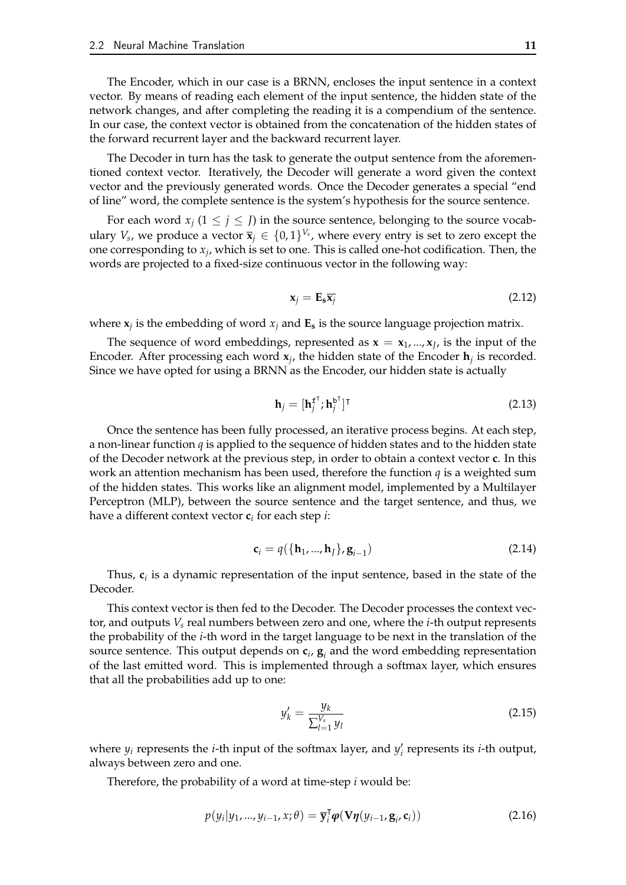The Encoder, which in our case is a BRNN, encloses the input sentence in a context vector. By means of reading each element of the input sentence, the hidden state of the network changes, and after completing the reading it is a compendium of the sentence. In our case, the context vector is obtained from the concatenation of the hidden states of the forward recurrent layer and the backward recurrent layer.

The Decoder in turn has the task to generate the output sentence from the aforementioned context vector. Iteratively, the Decoder will generate a word given the context vector and the previously generated words. Once the Decoder generates a special "end of line" word, the complete sentence is the system's hypothesis for the source sentence.

For each word $x_j$ ($1 \leq j \leq J$) in the source sentence, belonging to the source vocabulary $V_s$, we produce a vector $\overline{\mathbf{x}}_j \in \{0,1\}^{V_s}$, where every entry is set to zero except the one corresponding to $x_j$, which is set to one. This is called one-hot codification. Then, the words are projected to a fixed-size continuous vector in the following way:

$$\mathbf{x}_j = \mathbf{E_s}\overline{\mathbf{x}_j} \tag{2.12}$$

where $\mathbf{x}_j$ is the embedding of word $x_j$ and $\mathbf{E_s}$ is the source language projection matrix.

The sequence of word embeddings, represented as $\mathbf{x} = \mathbf{x}_1, ..., \mathbf{x}_J$, is the input of the Encoder. After processing each word $\mathbf{x}_j$, the hidden state of the Encoder $\mathbf{h}_j$ is recorded. Since we have opted for using a BRNN as the Encoder, our hidden state is actually

$$\mathbf{h}_j = [\mathbf{h}_j^{\mathsf{f}^\intercal}; \mathbf{h}_j^{\mathsf{b}^\intercal}]^\intercal \tag{2.13}$$

Once the sentence has been fully processed, an iterative process begins. At each step, a non-linear function $q$ is applied to the sequence of hidden states and to the hidden state of the Decoder network at the previous step, in order to obtain a context vector $\mathbf{c}$. In this work an attention mechanism has been used, therefore the function $q$ is a weighted sum of the hidden states. This works like an alignment model, implemented by a Multilayer Perceptron (MLP), between the source sentence and the target sentence, and thus, we have a different context vector $\mathbf{c}_i$ for each step $i$:

$$\mathbf{c}_i = q(\{\mathbf{h}_1, ..., \mathbf{h}_J\}, \mathbf{g}_{i-1}) \tag{2.14}$$

Thus, $\mathbf{c}_i$ is a dynamic representation of the input sentence, based in the state of the Decoder.

This context vector is then fed to the Decoder. The Decoder processes the context vector, and outputs $V_s$ real numbers between zero and one, where the $i$-th output represents the probability of the $i$-th word in the target language to be next in the translation of the source sentence. This output depends on $\mathbf{c}_i$, $\mathbf{g}_i$ and the word embedding representation of the last emitted word. This is implemented through a softmax layer, which ensures that all the probabilities add up to one:

$$y'_k = \frac{y_k}{\sum_{l=1}^{V_s} y_l} \tag{2.15}$$

where $y_i$ represents the $i$-th input of the softmax layer, and $y'_i$ represents its $i$-th output, always between zero and one.

Therefore, the probability of a word at time-step $i$ would be:

$$p(y_i|y_1, ..., y_{i-1}, x; \theta) = \overline{\mathbf{y}}_i^\intercal \boldsymbol{\varphi}(\mathbf{V}\boldsymbol{\eta}(y_{i-1}, \mathbf{g}_i, \mathbf{c}_i)) \tag{2.16}$$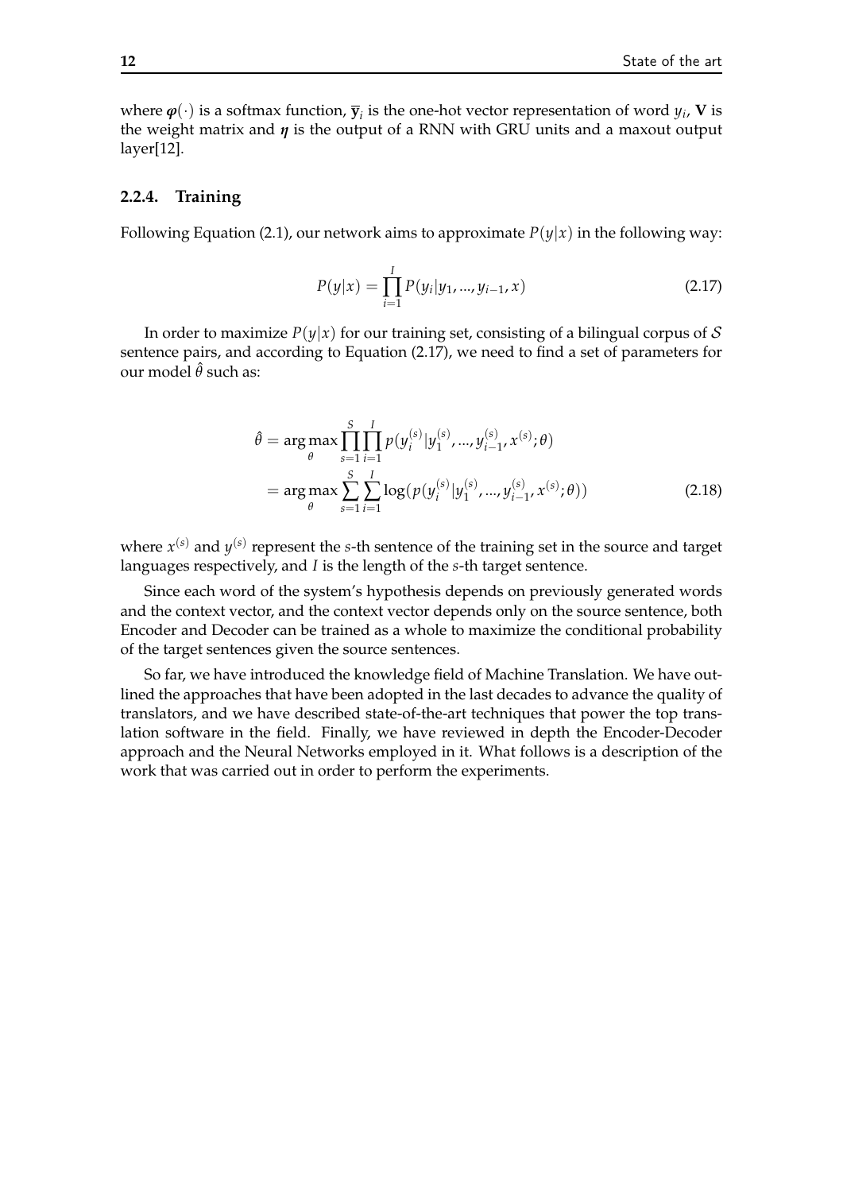where $\boldsymbol{\varphi}(\cdot)$ is a softmax function, $\overline{\mathbf{y}}_i$ is the one-hot vector representation of word $y_i$, $\mathbf{V}$ is the weight matrix and $\boldsymbol{\eta}$ is the output of a RNN with GRU units and a maxout output layer[12].

### 2.2.4. Training

Following Equation (2.1), our network aims to approximate $P(y|x)$ in the following way:

$$P(y|x) = \prod_{i=1}^{I} P(y_i|y_1, ..., y_{i-1}, x) \tag{2.17}$$

In order to maximize $P(y|x)$ for our training set, consisting of a bilingual corpus of $\mathcal{S}$ sentence pairs, and according to Equation (2.17), we need to find a set of parameters for our model $\hat{\theta}$ such as:

$$\begin{aligned}
\hat{\theta} &= \arg\max_{\theta} \prod_{s=1}^{S} \prod_{i=1}^{I} p(y_i^{(s)}|y_1^{(s)}, ..., y_{i-1}^{(s)}, x^{(s)}; \theta) \\
&= \arg\max_{\theta} \sum_{s=1}^{S} \sum_{i=1}^{I} \log(p(y_i^{(s)}|y_1^{(s)}, ..., y_{i-1}^{(s)}, x^{(s)}; \theta))
\end{aligned} \tag{2.18}$$

where $x^{(s)}$ and $y^{(s)}$ represent the $s$-th sentence of the training set in the source and target languages respectively, and $I$ is the length of the $s$-th target sentence.

Since each word of the system's hypothesis depends on previously generated words and the context vector, and the context vector depends only on the source sentence, both Encoder and Decoder can be trained as a whole to maximize the conditional probability of the target sentences given the source sentences.

So far, we have introduced the knowledge field of Machine Translation. We have outlined the approaches that have been adopted in the last decades to advance the quality of translators, and we have described state-of-the-art techniques that power the top translation software in the field. Finally, we have reviewed in depth the Encoder-Decoder approach and the Neural Networks employed in it. What follows is a description of the work that was carried out in order to perform the experiments.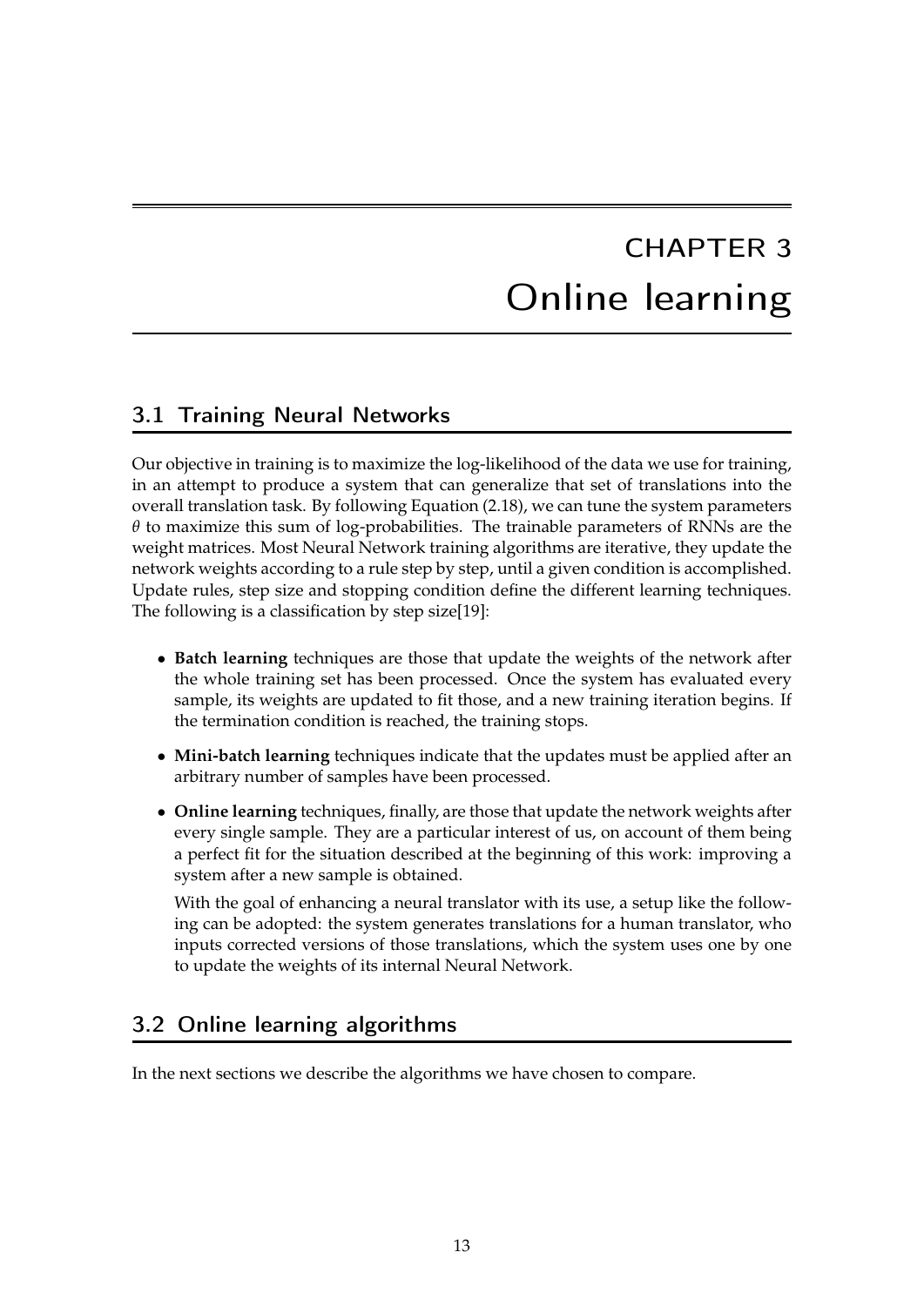# CHAPTER 3
# Online learning

## 3.1 Training Neural Networks

Our objective in training is to maximize the log-likelihood of the data we use for training, in an attempt to produce a system that can generalize that set of translations into the overall translation task. By following Equation (2.18), we can tune the system parameters $\theta$ to maximize this sum of log-probabilities. The trainable parameters of RNNs are the weight matrices. Most Neural Network training algorithms are iterative, they update the network weights according to a rule step by step, until a given condition is accomplished. Update rules, step size and stopping condition define the different learning techniques. The following is a classification by step size[19]:

- **Batch learning** techniques are those that update the weights of the network after the whole training set has been processed. Once the system has evaluated every sample, its weights are updated to fit those, and a new training iteration begins. If the termination condition is reached, the training stops.
- **Mini-batch learning** techniques indicate that the updates must be applied after an arbitrary number of samples have been processed.
- **Online learning** techniques, finally, are those that update the network weights after every single sample. They are a particular interest of us, on account of them being a perfect fit for the situation described at the beginning of this work: improving a system after a new sample is obtained.

  With the goal of enhancing a neural translator with its use, a setup like the following can be adopted: the system generates translations for a human translator, who inputs corrected versions of those translations, which the system uses one by one to update the weights of its internal Neural Network.

## 3.2 Online learning algorithms

In the next sections we describe the algorithms we have chosen to compare.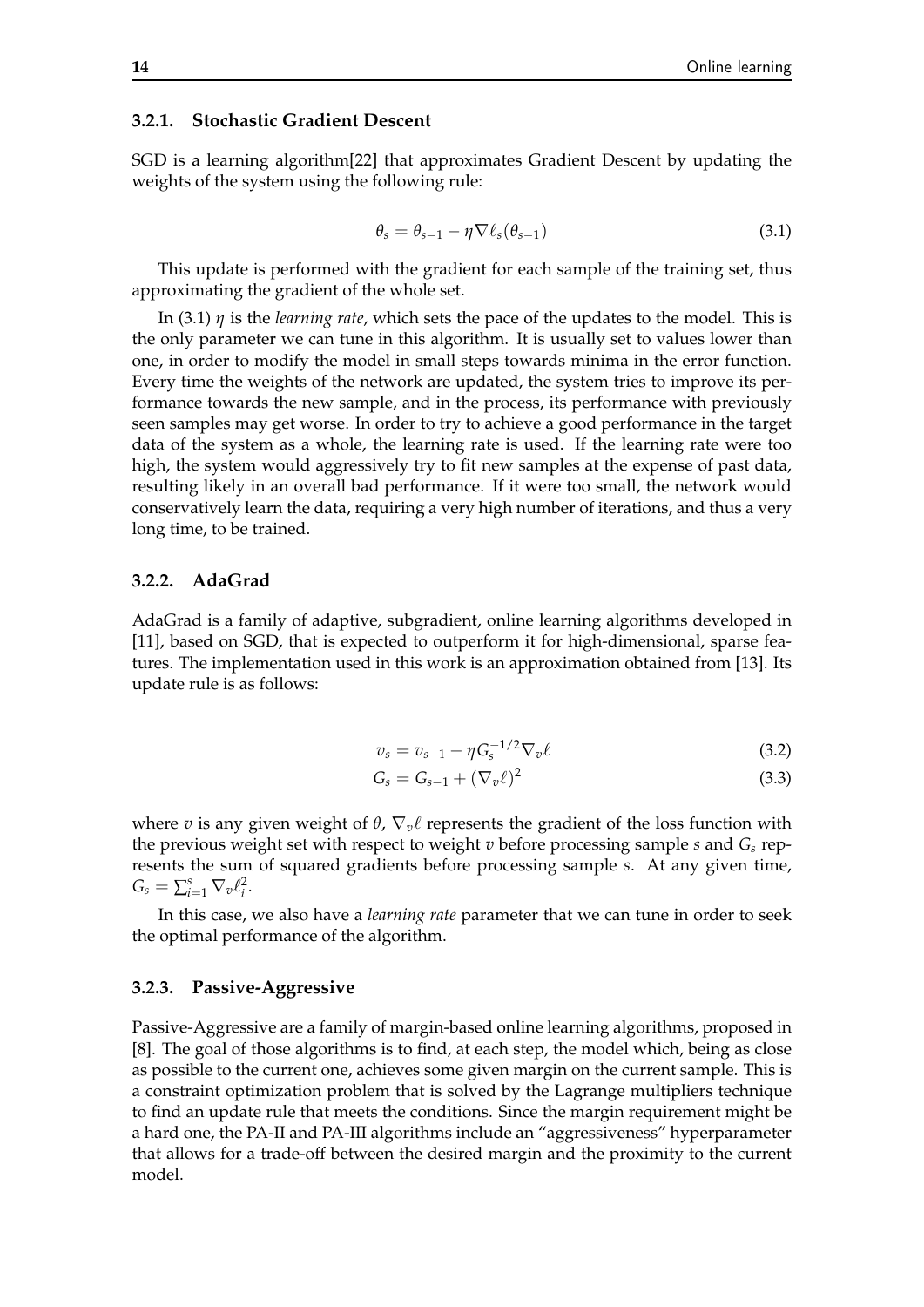### 3.2.1. Stochastic Gradient Descent

SGD is a learning algorithm[22] that approximates Gradient Descent by updating the weights of the system using the following rule:

$$\theta_s = \theta_{s-1} - \eta \nabla \ell_s(\theta_{s-1}) \tag{3.1}$$

This update is performed with the gradient for each sample of the training set, thus approximating the gradient of the whole set.

In (3.1) $\eta$ is the *learning rate*, which sets the pace of the updates to the model. This is the only parameter we can tune in this algorithm. It is usually set to values lower than one, in order to modify the model in small steps towards minima in the error function. Every time the weights of the network are updated, the system tries to improve its performance towards the new sample, and in the process, its performance with previously seen samples may get worse. In order to try to achieve a good performance in the target data of the system as a whole, the learning rate is used. If the learning rate were too high, the system would aggressively try to fit new samples at the expense of past data, resulting likely in an overall bad performance. If it were too small, the network would conservatively learn the data, requiring a very high number of iterations, and thus a very long time, to be trained.

### 3.2.2. AdaGrad

AdaGrad is a family of adaptive, subgradient, online learning algorithms developed in [11], based on SGD, that is expected to outperform it for high-dimensional, sparse features. The implementation used in this work is an approximation obtained from [13]. Its update rule is as follows:

$$v_s = v_{s-1} - \eta G_s^{-1/2} \nabla_v \ell \tag{3.2}$$

$$G_s = G_{s-1} + (\nabla_v \ell)^2 \tag{3.3}$$

where $v$ is any given weight of $\theta$, $\nabla_v \ell$ represents the gradient of the loss function with the previous weight set with respect to weight $v$ before processing sample $s$ and $G_s$ represents the sum of squared gradients before processing sample $s$. At any given time, $G_s = \sum_{i=1}^{s} \nabla_v \ell_i^2$.

In this case, we also have a *learning rate* parameter that we can tune in order to seek the optimal performance of the algorithm.

### 3.2.3. Passive-Aggressive

Passive-Aggressive are a family of margin-based online learning algorithms, proposed in [8]. The goal of those algorithms is to find, at each step, the model which, being as close as possible to the current one, achieves some given margin on the current sample. This is a constraint optimization problem that is solved by the Lagrange multipliers technique to find an update rule that meets the conditions. Since the margin requirement might be a hard one, the PA-II and PA-III algorithms include an "aggressiveness" hyperparameter that allows for a trade-off between the desired margin and the proximity to the current model.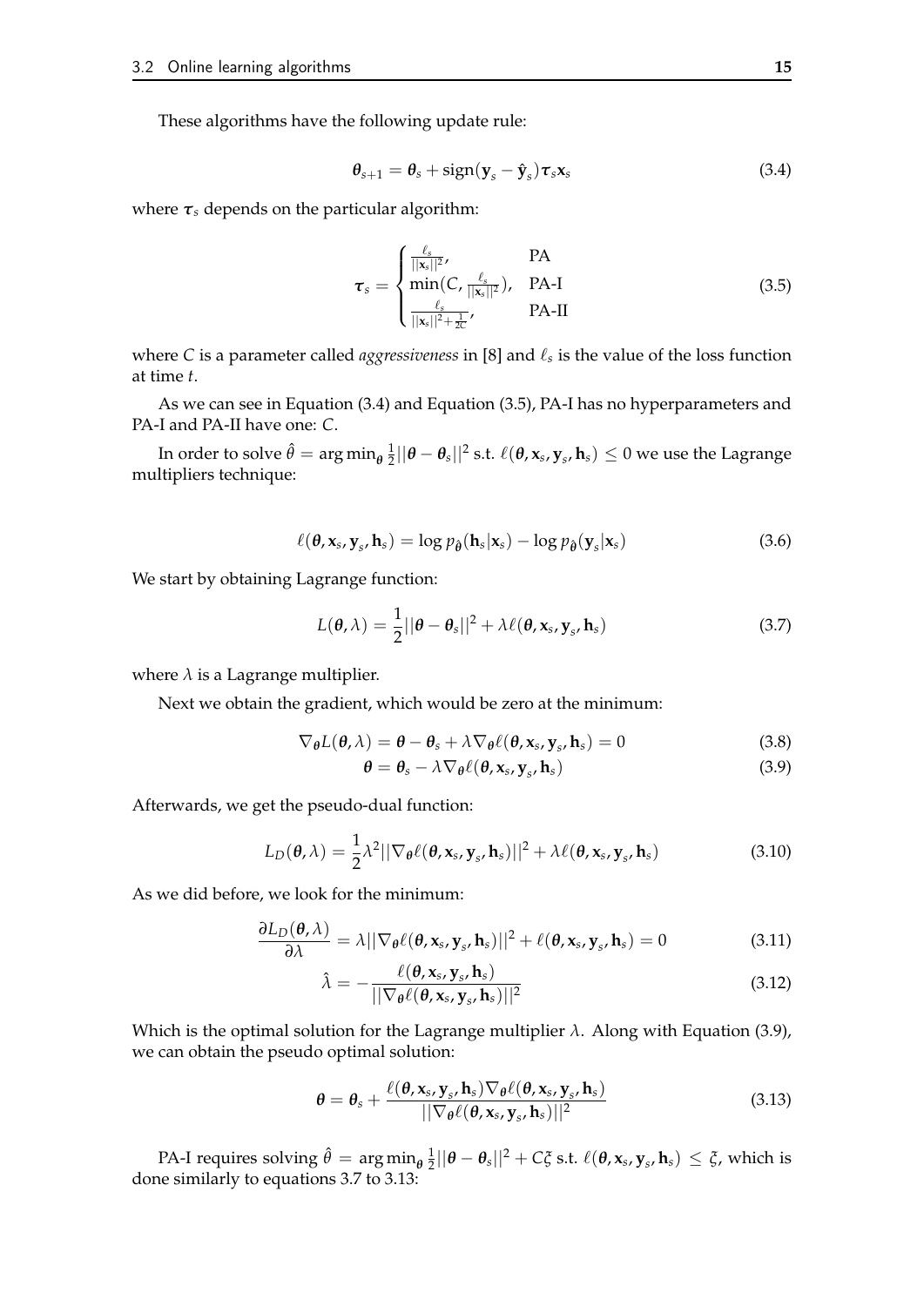These algorithms have the following update rule:

$$\boldsymbol{\theta}_{s+1} = \boldsymbol{\theta}_s + \text{sign}(\mathbf{y}_s - \hat{\mathbf{y}}_s)\boldsymbol{\tau}_s \mathbf{x}_s \tag{3.4}$$

where $\boldsymbol{\tau}_s$ depends on the particular algorithm:

$$\boldsymbol{\tau}_s = \begin{cases} \frac{\ell_s}{||\mathbf{x}_s||^2}, & \text{PA} \\ \min(C, \frac{\ell_s}{||\mathbf{x}_s||^2}), & \text{PA-I} \\ \frac{\ell_s}{||\mathbf{x}_s||^2 + \frac{1}{2C}}, & \text{PA-II} \end{cases} \tag{3.5}$$

where $C$ is a parameter called *aggressiveness* in [8] and $\ell_s$ is the value of the loss function at time $t$.

As we can see in Equation (3.4) and Equation (3.5), PA-I has no hyperparameters and PA-I and PA-II have one: $C$.

In order to solve $\hat{\theta} = \arg\min_{\boldsymbol{\theta}} \frac{1}{2}||\boldsymbol{\theta} - \boldsymbol{\theta}_s||^2$ s.t. $\ell(\boldsymbol{\theta}, \mathbf{x}_s, \mathbf{y}_s, \mathbf{h}_s) \leq 0$ we use the Lagrange multipliers technique:

$$\ell(\boldsymbol{\theta}, \mathbf{x}_s, \mathbf{y}_s, \mathbf{h}_s) = \log p_{\hat{\boldsymbol{\theta}}}(\mathbf{h}_s|\mathbf{x}_s) - \log p_{\hat{\boldsymbol{\theta}}}(\mathbf{y}_s|\mathbf{x}_s) \tag{3.6}$$

We start by obtaining Lagrange function:

$$L(\boldsymbol{\theta}, \lambda) = \frac{1}{2}||\boldsymbol{\theta} - \boldsymbol{\theta}_s||^2 + \lambda \ell(\boldsymbol{\theta}, \mathbf{x}_s, \mathbf{y}_s, \mathbf{h}_s) \tag{3.7}$$

where $\lambda$ is a Lagrange multiplier.

Next we obtain the gradient, which would be zero at the minimum:

$$\nabla_{\boldsymbol{\theta}} L(\boldsymbol{\theta}, \lambda) = \boldsymbol{\theta} - \boldsymbol{\theta}_s + \lambda \nabla_{\boldsymbol{\theta}} \ell(\boldsymbol{\theta}, \mathbf{x}_s, \mathbf{y}_s, \mathbf{h}_s) = 0 \tag{3.8}$$

$$\boldsymbol{\theta} = \boldsymbol{\theta}_s - \lambda \nabla_{\boldsymbol{\theta}} \ell(\boldsymbol{\theta}, \mathbf{x}_s, \mathbf{y}_s, \mathbf{h}_s) \tag{3.9}$$

Afterwards, we get the pseudo-dual function:

$$L_D(\boldsymbol{\theta}, \lambda) = \frac{1}{2}\lambda^2 ||\nabla_{\boldsymbol{\theta}} \ell(\boldsymbol{\theta}, \mathbf{x}_s, \mathbf{y}_s, \mathbf{h}_s)||^2 + \lambda \ell(\boldsymbol{\theta}, \mathbf{x}_s, \mathbf{y}_s, \mathbf{h}_s) \tag{3.10}$$

As we did before, we look for the minimum:

$$\frac{\partial L_D(\boldsymbol{\theta}, \lambda)}{\partial \lambda} = \lambda ||\nabla_{\boldsymbol{\theta}} \ell(\boldsymbol{\theta}, \mathbf{x}_s, \mathbf{y}_s, \mathbf{h}_s)||^2 + \ell(\boldsymbol{\theta}, \mathbf{x}_s, \mathbf{y}_s, \mathbf{h}_s) = 0 \tag{3.11}$$

$$\hat{\lambda} = -\frac{\ell(\boldsymbol{\theta}, \mathbf{x}_s, \mathbf{y}_s, \mathbf{h}_s)}{||\nabla_{\boldsymbol{\theta}} \ell(\boldsymbol{\theta}, \mathbf{x}_s, \mathbf{y}_s, \mathbf{h}_s)||^2} \tag{3.12}$$

Which is the optimal solution for the Lagrange multiplier $\lambda$. Along with Equation (3.9), we can obtain the pseudo optimal solution:

$$\boldsymbol{\theta} = \boldsymbol{\theta}_s + \frac{\ell(\boldsymbol{\theta}, \mathbf{x}_s, \mathbf{y}_s, \mathbf{h}_s) \nabla_{\boldsymbol{\theta}} \ell(\boldsymbol{\theta}, \mathbf{x}_s, \mathbf{y}_s, \mathbf{h}_s)}{||\nabla_{\boldsymbol{\theta}} \ell(\boldsymbol{\theta}, \mathbf{x}_s, \mathbf{y}_s, \mathbf{h}_s)||^2} \tag{3.13}$$

PA-I requires solving $\hat{\theta} = \arg\min_{\boldsymbol{\theta}} \frac{1}{2}||\boldsymbol{\theta} - \boldsymbol{\theta}_s||^2 + C\xi$ s.t. $\ell(\boldsymbol{\theta}, \mathbf{x}_s, \mathbf{y}_s, \mathbf{h}_s) \leq \xi$, which is done similarly to equations 3.7 to 3.13: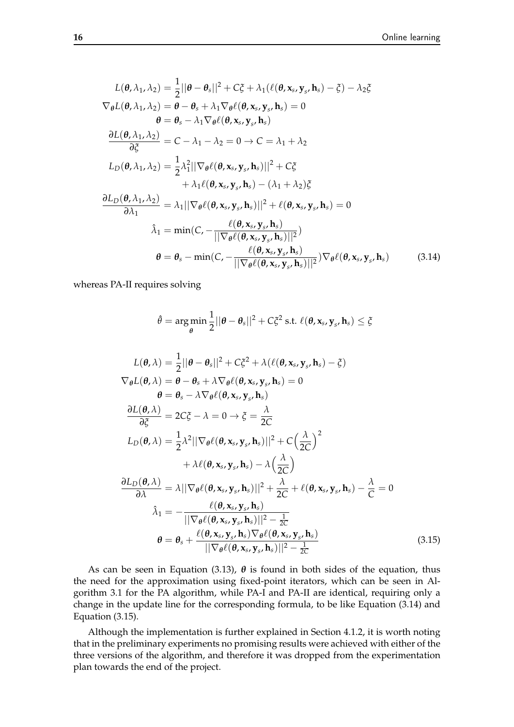$$
\begin{aligned}
L(\boldsymbol{\theta}, \lambda_1, \lambda_2) &= \frac{1}{2}||\boldsymbol{\theta} - \boldsymbol{\theta}_s||^2 + C\xi + \lambda_1(\ell(\boldsymbol{\theta}, \mathbf{x}_s, \mathbf{y}_s, \mathbf{h}_s) - \xi) - \lambda_2\xi \\
\nabla_{\boldsymbol{\theta}} L(\boldsymbol{\theta}, \lambda_1, \lambda_2) &= \boldsymbol{\theta} - \boldsymbol{\theta}_s + \lambda_1 \nabla_{\boldsymbol{\theta}} \ell(\boldsymbol{\theta}, \mathbf{x}_s, \mathbf{y}_s, \mathbf{h}_s) = 0 \\
\boldsymbol{\theta} &= \boldsymbol{\theta}_s - \lambda_1 \nabla_{\boldsymbol{\theta}} \ell(\boldsymbol{\theta}, \mathbf{x}_s, \mathbf{y}_s, \mathbf{h}_s) \\
\frac{\partial L(\boldsymbol{\theta}, \lambda_1, \lambda_2)}{\partial \xi} &= C - \lambda_1 - \lambda_2 = 0 \rightarrow C = \lambda_1 + \lambda_2 \\
L_D(\boldsymbol{\theta}, \lambda_1, \lambda_2) &= \frac{1}{2}\lambda_1^2 ||\nabla_{\boldsymbol{\theta}} \ell(\boldsymbol{\theta}, \mathbf{x}_s, \mathbf{y}_s, \mathbf{h}_s)||^2 + C\xi \\
&\quad + \lambda_1 \ell(\boldsymbol{\theta}, \mathbf{x}_s, \mathbf{y}_s, \mathbf{h}_s) - (\lambda_1 + \lambda_2)\xi \\
\frac{\partial L_D(\boldsymbol{\theta}, \lambda_1, \lambda_2)}{\partial \lambda_1} &= \lambda_1 ||\nabla_{\boldsymbol{\theta}} \ell(\boldsymbol{\theta}, \mathbf{x}_s, \mathbf{y}_s, \mathbf{h}_s)||^2 + \ell(\boldsymbol{\theta}, \mathbf{x}_s, \mathbf{y}_s, \mathbf{h}_s) = 0 \\
\hat{\lambda}_1 &= \min(C, -\frac{\ell(\boldsymbol{\theta}, \mathbf{x}_s, \mathbf{y}_s, \mathbf{h}_s)}{||\nabla_{\boldsymbol{\theta}} \ell(\boldsymbol{\theta}, \mathbf{x}_s, \mathbf{y}_s, \mathbf{h}_s)||^2}) \\
\boldsymbol{\theta} &= \boldsymbol{\theta}_s - \min(C, -\frac{\ell(\boldsymbol{\theta}, \mathbf{x}_s, \mathbf{y}_s, \mathbf{h}_s)}{||\nabla_{\boldsymbol{\theta}} \ell(\boldsymbol{\theta}, \mathbf{x}_s, \mathbf{y}_s, \mathbf{h}_s)||^2}) \nabla_{\boldsymbol{\theta}} \ell(\boldsymbol{\theta}, \mathbf{x}_s, \mathbf{y}_s, \mathbf{h}_s)
\end{aligned}
\tag{3.14}
$$

whereas PA-II requires solving

$$
\hat{\theta} = \arg\min_{\boldsymbol{\theta}} \frac{1}{2}||\boldsymbol{\theta} - \boldsymbol{\theta}_s||^2 + C\xi^2 \text{ s.t. } \ell(\boldsymbol{\theta}, \mathbf{x}_s, \mathbf{y}_s, \mathbf{h}_s) \leq \xi
$$

$$
\begin{aligned}
L(\boldsymbol{\theta}, \lambda) &= \frac{1}{2}||\boldsymbol{\theta} - \boldsymbol{\theta}_s||^2 + C\xi^2 + \lambda(\ell(\boldsymbol{\theta}, \mathbf{x}_s, \mathbf{y}_s, \mathbf{h}_s) - \xi) \\
\nabla_{\boldsymbol{\theta}} L(\boldsymbol{\theta}, \lambda) &= \boldsymbol{\theta} - \boldsymbol{\theta}_s + \lambda \nabla_{\boldsymbol{\theta}} \ell(\boldsymbol{\theta}, \mathbf{x}_s, \mathbf{y}_s, \mathbf{h}_s) = 0 \\
\boldsymbol{\theta} &= \boldsymbol{\theta}_s - \lambda \nabla_{\boldsymbol{\theta}} \ell(\boldsymbol{\theta}, \mathbf{x}_s, \mathbf{y}_s, \mathbf{h}_s) \\
\frac{\partial L(\boldsymbol{\theta}, \lambda)}{\partial \xi} &= 2C\xi - \lambda = 0 \rightarrow \xi = \frac{\lambda}{2C} \\
L_D(\boldsymbol{\theta}, \lambda) &= \frac{1}{2}\lambda^2 ||\nabla_{\boldsymbol{\theta}} \ell(\boldsymbol{\theta}, \mathbf{x}_s, \mathbf{y}_s, \mathbf{h}_s)||^2 + C\Big(\frac{\lambda}{2C}\Big)^2 \\
&\quad + \lambda \ell(\boldsymbol{\theta}, \mathbf{x}_s, \mathbf{y}_s, \mathbf{h}_s) - \lambda\Big(\frac{\lambda}{2C}\Big) \\
\frac{\partial L_D(\boldsymbol{\theta}, \lambda)}{\partial \lambda} &= \lambda ||\nabla_{\boldsymbol{\theta}} \ell(\boldsymbol{\theta}, \mathbf{x}_s, \mathbf{y}_s, \mathbf{h}_s)||^2 + \frac{\lambda}{2C} + \ell(\boldsymbol{\theta}, \mathbf{x}_s, \mathbf{y}_s, \mathbf{h}_s) - \frac{\lambda}{C} = 0 \\
\hat{\lambda}_1 &= -\frac{\ell(\boldsymbol{\theta}, \mathbf{x}_s, \mathbf{y}_s, \mathbf{h}_s)}{||\nabla_{\boldsymbol{\theta}} \ell(\boldsymbol{\theta}, \mathbf{x}_s, \mathbf{y}_s, \mathbf{h}_s)||^2 - \frac{1}{2C}} \\
\boldsymbol{\theta} &= \boldsymbol{\theta}_s + \frac{\ell(\boldsymbol{\theta}, \mathbf{x}_s, \mathbf{y}_s, \mathbf{h}_s) \nabla_{\boldsymbol{\theta}} \ell(\boldsymbol{\theta}, \mathbf{x}_s, \mathbf{y}_s, \mathbf{h}_s)}{||\nabla_{\boldsymbol{\theta}} \ell(\boldsymbol{\theta}, \mathbf{x}_s, \mathbf{y}_s, \mathbf{h}_s)||^2 - \frac{1}{2C}}
\end{aligned}
\tag{3.15}
$$

As can be seen in Equation (3.13), $\boldsymbol{\theta}$ is found in both sides of the equation, thus the need for the approximation using fixed-point iterators, which can be seen in Algorithm 3.1 for the PA algorithm, while PA-I and PA-II are identical, requiring only a change in the update line for the corresponding formula, to be like Equation (3.14) and Equation (3.15).

Although the implementation is further explained in Section 4.1.2, it is worth noting that in the preliminary experiments no promising results were achieved with either of the three versions of the algorithm, and therefore it was dropped from the experimentation plan towards the end of the project.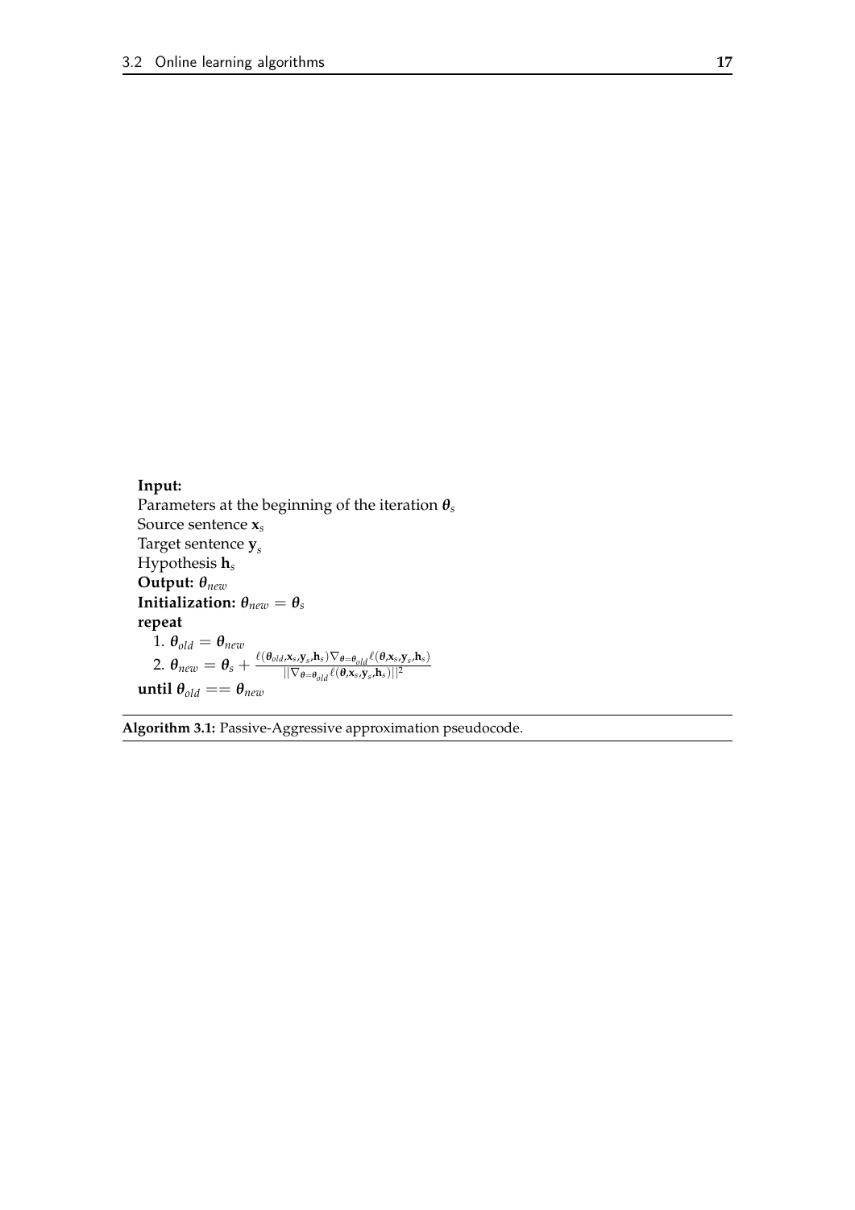**Input:**
Parameters at the beginning of the iteration $\boldsymbol{\theta}_s$
Source sentence $\mathbf{x}_s$
Target sentence $\mathbf{y}_s$
Hypothesis $\mathbf{h}_s$
**Output:** $\boldsymbol{\theta}_{new}$
**Initialization:** $\boldsymbol{\theta}_{new} = \boldsymbol{\theta}_s$
**repeat**
1. $\boldsymbol{\theta}_{old} = \boldsymbol{\theta}_{new}$
2. $\boldsymbol{\theta}_{new} = \boldsymbol{\theta}_s + \frac{\ell(\boldsymbol{\theta}_{old}, \mathbf{x}_s, \mathbf{y}_s, \mathbf{h}_s) \nabla_{\boldsymbol{\theta}=\boldsymbol{\theta}_{old}} \ell(\boldsymbol{\theta}, \mathbf{x}_s, \mathbf{y}_s, \mathbf{h}_s)}{||\nabla_{\boldsymbol{\theta}=\boldsymbol{\theta}_{old}} \ell(\boldsymbol{\theta}, \mathbf{x}_s, \mathbf{y}_s, \mathbf{h}_s)||^2}$

**until** $\boldsymbol{\theta}_{old} == \boldsymbol{\theta}_{new}$

**Algorithm 3.1:** Passive-Aggressive approximation pseudocode.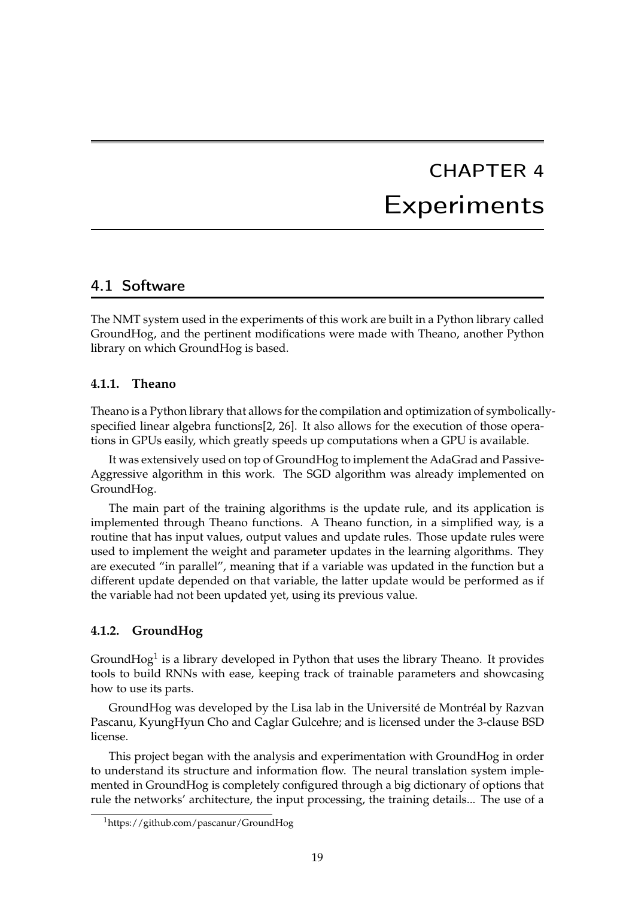# CHAPTER 4
# Experiments

## 4.1 Software

The NMT system used in the experiments of this work are built in a Python library called GroundHog, and the pertinent modifications were made with Theano, another Python library on which GroundHog is based.

### 4.1.1. Theano

Theano is a Python library that allows for the compilation and optimization of symbolically-specified linear algebra functions[2, 26]. It also allows for the execution of those operations in GPUs easily, which greatly speeds up computations when a GPU is available.

It was extensively used on top of GroundHog to implement the AdaGrad and Passive-Aggressive algorithm in this work. The SGD algorithm was already implemented on GroundHog.

The main part of the training algorithms is the update rule, and its application is implemented through Theano functions. A Theano function, in a simplified way, is a routine that has input values, output values and update rules. Those update rules were used to implement the weight and parameter updates in the learning algorithms. They are executed "in parallel", meaning that if a variable was updated in the function but a different update depended on that variable, the latter update would be performed as if the variable had not been updated yet, using its previous value.

### 4.1.2. GroundHog

GroundHog[1] is a library developed in Python that uses the library Theano. It provides tools to build RNNs with ease, keeping track of trainable parameters and showcasing how to use its parts.

GroundHog was developed by the Lisa lab in the Université de Montréal by Razvan Pascanu, KyungHyun Cho and Caglar Gulcehre; and is licensed under the 3-clause BSD license.

This project began with the analysis and experimentation with GroundHog in order to understand its structure and information flow. The neural translation system implemented in GroundHog is completely configured through a big dictionary of options that rule the networks' architecture, the input processing, the training details... The use of a

[1] https://github.com/pascanur/GroundHog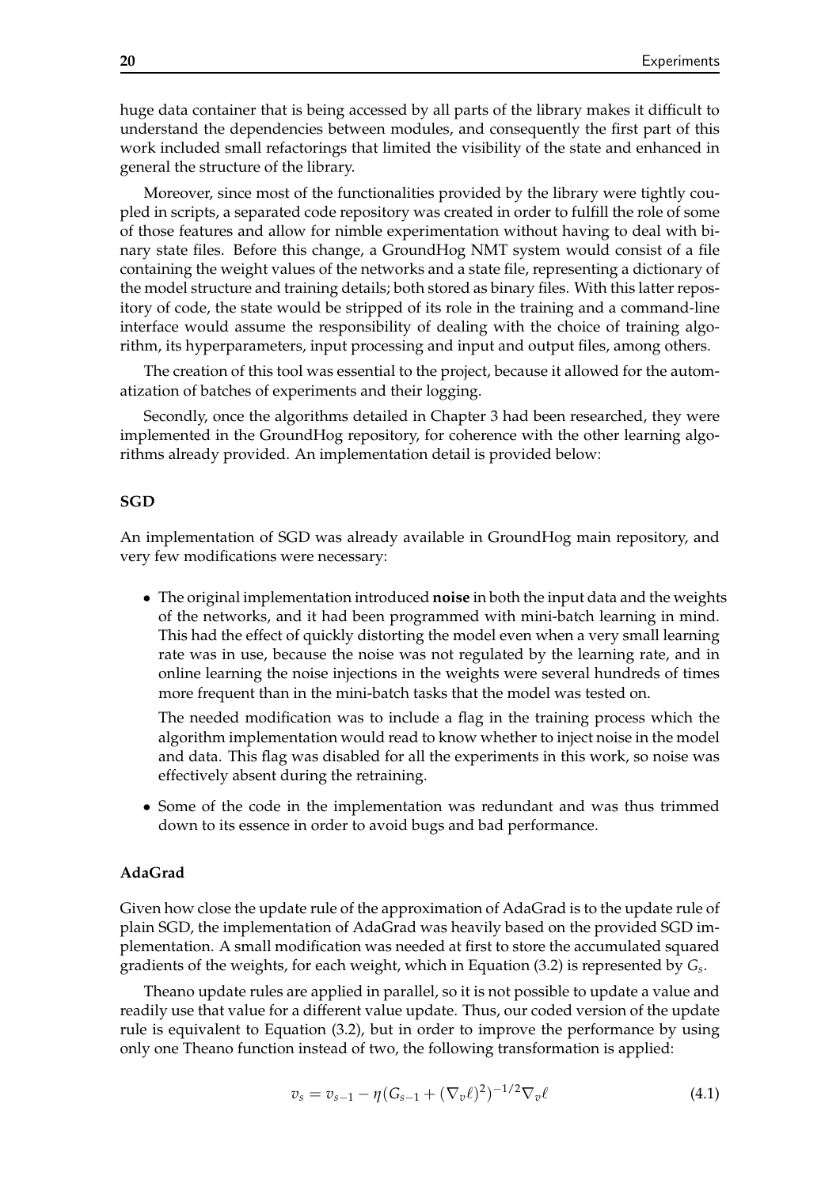huge data container that is being accessed by all parts of the library makes it difficult to understand the dependencies between modules, and consequently the first part of this work included small refactorings that limited the visibility of the state and enhanced in general the structure of the library.

Moreover, since most of the functionalities provided by the library were tightly coupled in scripts, a separated code repository was created in order to fulfill the role of some of those features and allow for nimble experimentation without having to deal with binary state files. Before this change, a GroundHog NMT system would consist of a file containing the weight values of the networks and a state file, representing a dictionary of the model structure and training details; both stored as binary files. With this latter repository of code, the state would be stripped of its role in the training and a command-line interface would assume the responsibility of dealing with the choice of training algorithm, its hyperparameters, input processing and input and output files, among others.

The creation of this tool was essential to the project, because it allowed for the automatization of batches of experiments and their logging.

Secondly, once the algorithms detailed in Chapter 3 had been researched, they were implemented in the GroundHog repository, for coherence with the other learning algorithms already provided. An implementation detail is provided below:

#### SGD

An implementation of SGD was already available in GroundHog main repository, and very few modifications were necessary:

- The original implementation introduced **noise** in both the input data and the weights of the networks, and it had been programmed with mini-batch learning in mind. This had the effect of quickly distorting the model even when a very small learning rate was in use, because the noise was not regulated by the learning rate, and in online learning the noise injections in the weights were several hundreds of times more frequent than in the mini-batch tasks that the model was tested on.

  The needed modification was to include a flag in the training process which the algorithm implementation would read to know whether to inject noise in the model and data. This flag was disabled for all the experiments in this work, so noise was effectively absent during the retraining.

- Some of the code in the implementation was redundant and was thus trimmed down to its essence in order to avoid bugs and bad performance.

#### AdaGrad

Given how close the update rule of the approximation of AdaGrad is to the update rule of plain SGD, the implementation of AdaGrad was heavily based on the provided SGD implementation. A small modification was needed at first to store the accumulated squared gradients of the weights, for each weight, which in Equation (3.2) is represented by $G_s$.

Theano update rules are applied in parallel, so it is not possible to update a value and readily use that value for a different value update. Thus, our coded version of the update rule is equivalent to Equation (3.2), but in order to improve the performance by using only one Theano function instead of two, the following transformation is applied:

$$v_s = v_{s-1} - \eta (G_{s-1} + (\nabla_v \ell)^2)^{-1/2} \nabla_v \ell \tag{4.1}$$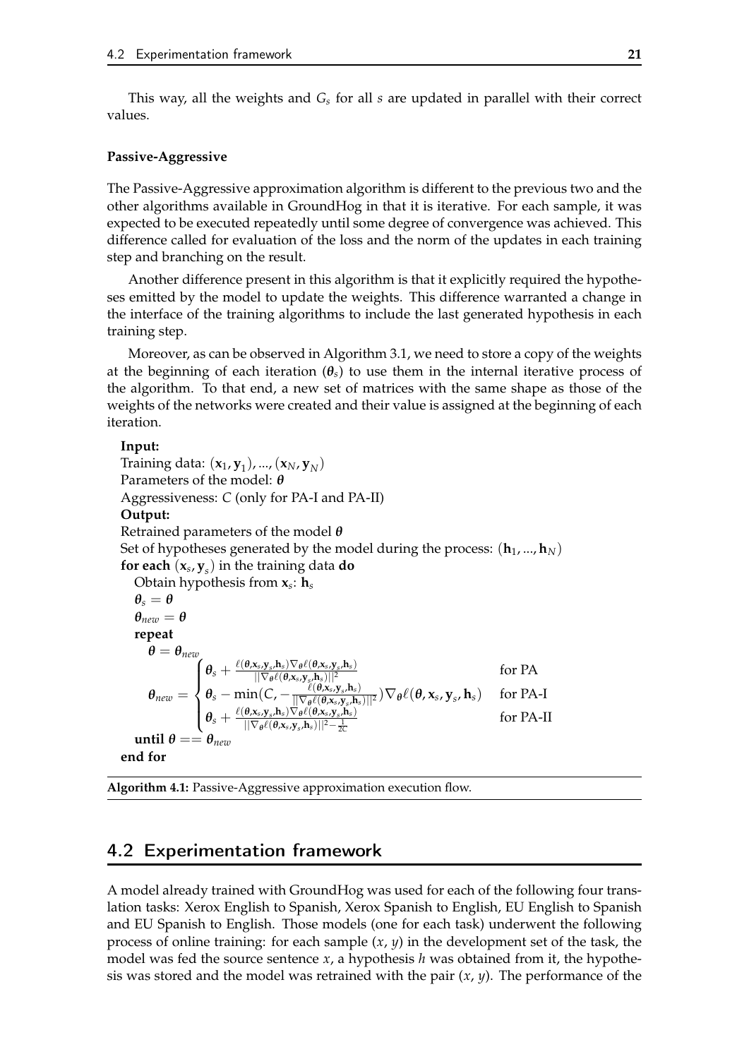This way, all the weights and $G_s$ for all $s$ are updated in parallel with their correct values.

#### Passive-Aggressive

The Passive-Aggressive approximation algorithm is different to the previous two and the other algorithms available in GroundHog in that it is iterative. For each sample, it was expected to be executed repeatedly until some degree of convergence was achieved. This difference called for evaluation of the loss and the norm of the updates in each training step and branching on the result.

Another difference present in this algorithm is that it explicitly required the hypotheses emitted by the model to update the weights. This difference warranted a change in the interface of the training algorithms to include the last generated hypothesis in each training step.

Moreover, as can be observed in Algorithm 3.1, we need to store a copy of the weights at the beginning of each iteration ($\boldsymbol{\theta}_s$) to use them in the internal iterative process of the algorithm. To that end, a new set of matrices with the same shape as those of the weights of the networks were created and their value is assigned at the beginning of each iteration.

**Input:**
Training data: $(\mathbf{x}_1, \mathbf{y}_1), ..., (\mathbf{x}_N, \mathbf{y}_N)$
Parameters of the model: $\boldsymbol{\theta}$
Aggressiveness: $C$ (only for PA-I and PA-II)
**Output:**
Retrained parameters of the model $\boldsymbol{\theta}$
Set of hypotheses generated by the model during the process: $(\mathbf{h}_1, ..., \mathbf{h}_N)$
**for each** $(\mathbf{x}_s, \mathbf{y}_s)$ in the training data **do**
  Obtain hypothesis from $\mathbf{x}_s$: $\mathbf{h}_s$
  $\boldsymbol{\theta}_s = \boldsymbol{\theta}$
  $\boldsymbol{\theta}_{new} = \boldsymbol{\theta}$
  **repeat**
    $\boldsymbol{\theta} = \boldsymbol{\theta}_{new}$

$$\boldsymbol{\theta}_{new} = \begin{cases} \boldsymbol{\theta}_s + \frac{\ell(\boldsymbol{\theta},\mathbf{x}_s,\mathbf{y}_s,\mathbf{h}_s)\nabla_{\boldsymbol{\theta}}\ell(\boldsymbol{\theta},\mathbf{x}_s,\mathbf{y}_s,\mathbf{h}_s)}{||\nabla_{\boldsymbol{\theta}}\ell(\boldsymbol{\theta},\mathbf{x}_s,\mathbf{y}_s,\mathbf{h}_s)||^2} & \text{for PA} \\ \boldsymbol{\theta}_s - \min(C, -\frac{\ell(\boldsymbol{\theta},\mathbf{x}_s,\mathbf{y}_s,\mathbf{h}_s)}{||\nabla_{\boldsymbol{\theta}}\ell(\boldsymbol{\theta},\mathbf{x}_s,\mathbf{y}_s,\mathbf{h}_s)||^2})\nabla_{\boldsymbol{\theta}}\ell(\boldsymbol{\theta},\mathbf{x}_s,\mathbf{y}_s,\mathbf{h}_s) & \text{for PA-I} \\ \boldsymbol{\theta}_s + \frac{\ell(\boldsymbol{\theta},\mathbf{x}_s,\mathbf{y}_s,\mathbf{h}_s)\nabla_{\boldsymbol{\theta}}\ell(\boldsymbol{\theta},\mathbf{x}_s,\mathbf{y}_s,\mathbf{h}_s)}{||\nabla_{\boldsymbol{\theta}}\ell(\boldsymbol{\theta},\mathbf{x}_s,\mathbf{y}_s,\mathbf{h}_s)||^2 - \frac{1}{2C}} & \text{for PA-II} \end{cases}$$

  **until** $\boldsymbol{\theta} == \boldsymbol{\theta}_{new}$
**end for**

**Algorithm 4.1:** Passive-Aggressive approximation execution flow.

## 4.2 Experimentation framework

A model already trained with GroundHog was used for each of the following four translation tasks: Xerox English to Spanish, Xerox Spanish to English, EU English to Spanish and EU Spanish to English. Those models (one for each task) underwent the following process of online training: for each sample $(x, y)$ in the development set of the task, the model was fed the source sentence $x$, a hypothesis $h$ was obtained from it, the hypothesis was stored and the model was retrained with the pair $(x, y)$. The performance of the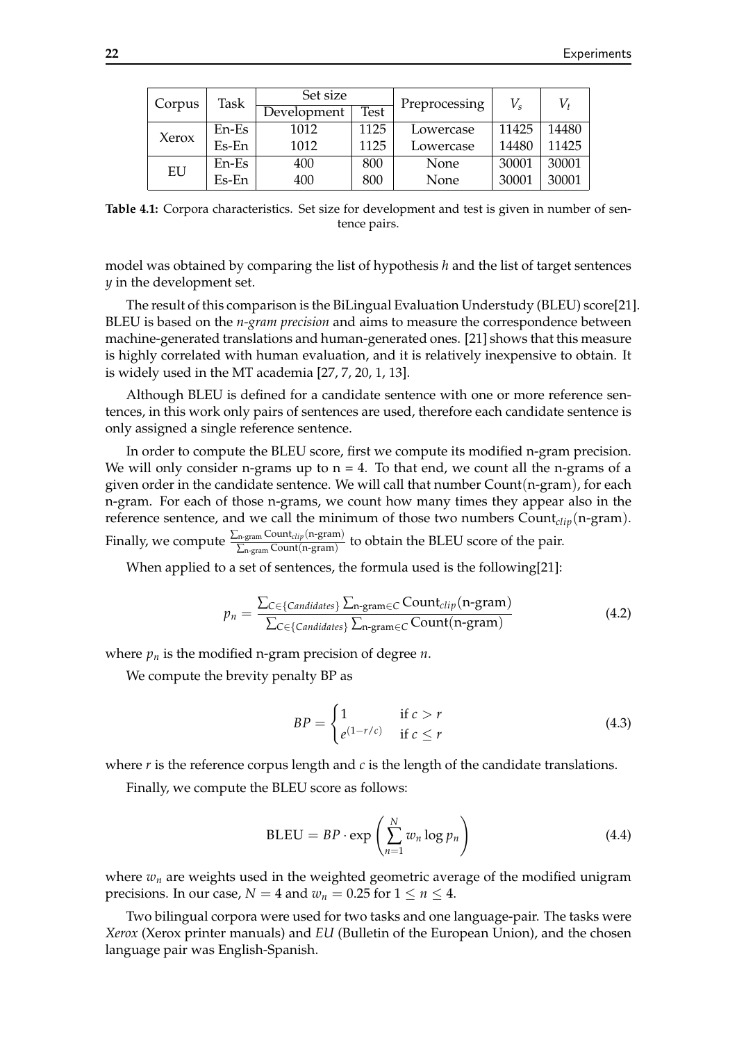| Corpus | Task | Set size | | Preprocessing | $V_s$ | $V_t$ |
|---|---|---|---|---|---|---|
| | | Development | Test | | | |
| Xerox | En-Es | 1012 | 1125 | Lowercase | 11425 | 14480 |
| | Es-En | 1012 | 1125 | Lowercase | 14480 | 11425 |
| EU | En-Es | 400 | 800 | None | 30001 | 30001 |
| | Es-En | 400 | 800 | None | 30001 | 30001 |

**Table 4.1:** Corpora characteristics. Set size for development and test is given in number of sentence pairs.

model was obtained by comparing the list of hypothesis $h$ and the list of target sentences $y$ in the development set.

The result of this comparison is the BiLingual Evaluation Understudy (BLEU) score[21]. BLEU is based on the *n-gram precision* and aims to measure the correspondence between machine-generated translations and human-generated ones. [21] shows that this measure is highly correlated with human evaluation, and it is relatively inexpensive to obtain. It is widely used in the MT academia [27, 7, 20, 1, 13].

Although BLEU is defined for a candidate sentence with one or more reference sentences, in this work only pairs of sentences are used, therefore each candidate sentence is only assigned a single reference sentence.

In order to compute the BLEU score, first we compute its modified n-gram precision. We will only consider n-grams up to n = 4. To that end, we count all the n-grams of a given order in the candidate sentence. We will call that number Count(n-gram), for each n-gram. For each of those n-grams, we count how many times they appear also in the reference sentence, and we call the minimum of those two numbers $\text{Count}_{clip}(\text{n-gram})$. Finally, we compute $\frac{\sum_{\text{n-gram}} \text{Count}_{clip}(\text{n-gram})}{\sum_{\text{n-gram}} \text{Count}(\text{n-gram})}$ to obtain the BLEU score of the pair.

When applied to a set of sentences, the formula used is the following[21]:

$$p_n = \frac{\sum_{C \in \{Candidates\}} \sum_{\text{n-gram} \in C} \text{Count}_{clip}(\text{n-gram})}{\sum_{C \in \{Candidates\}} \sum_{\text{n-gram} \in C} \text{Count}(\text{n-gram})} \tag{4.2}$$

where $p_n$ is the modified n-gram precision of degree $n$.

We compute the brevity penalty BP as

$$BP = \begin{cases} 1 & \text{if } c > r \\ e^{(1-r/c)} & \text{if } c \leq r \end{cases} \tag{4.3}$$

where $r$ is the reference corpus length and $c$ is the length of the candidate translations.

Finally, we compute the BLEU score as follows:

$$\text{BLEU} = BP \cdot \exp\left( \sum_{n=1}^{N} w_n \log p_n \right) \tag{4.4}$$

where $w_n$ are weights used in the weighted geometric average of the modified unigram precisions. In our case, $N = 4$ and $w_n = 0.25$ for $1 \leq n \leq 4$.

Two bilingual corpora were used for two tasks and one language-pair. The tasks were *Xerox* (Xerox printer manuals) and *EU* (Bulletin of the European Union), and the chosen language pair was English-Spanish.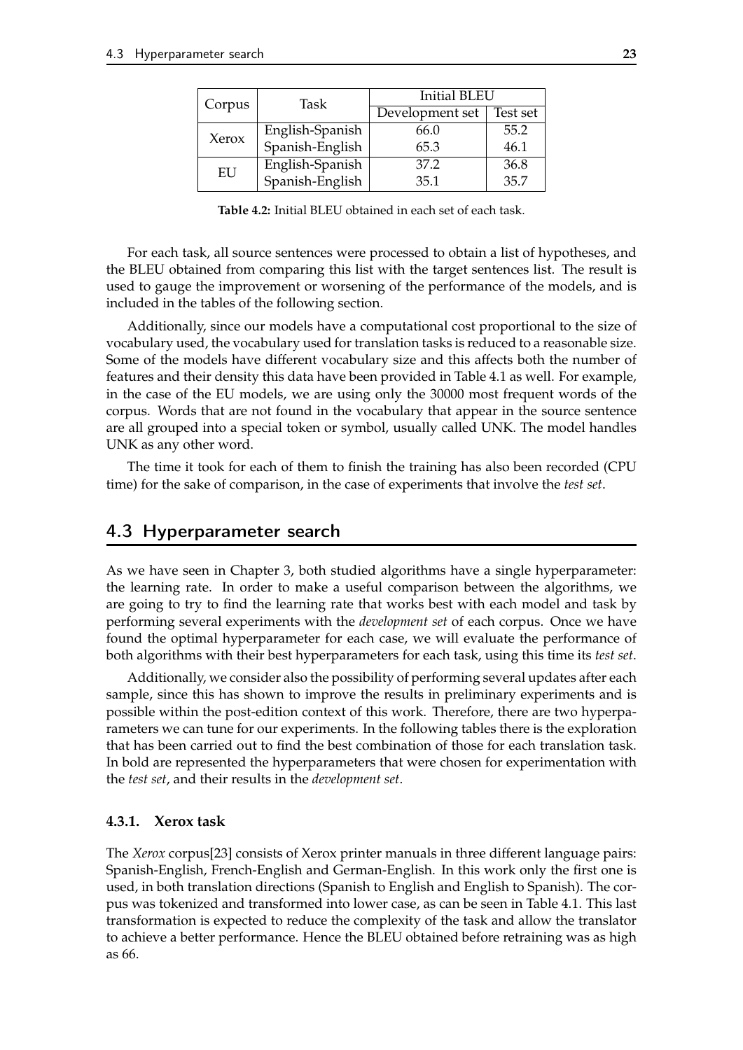| Corpus | Task | Initial BLEU | |
|---|---|---|---|
| | | Development set | Test set |
| Xerox | English-Spanish | 66.0 | 55.2 |
| | Spanish-English | 65.3 | 46.1 |
| EU | English-Spanish | 37.2 | 36.8 |
| | Spanish-English | 35.1 | 35.7 |

**Table 4.2:** Initial BLEU obtained in each set of each task.

For each task, all source sentences were processed to obtain a list of hypotheses, and the BLEU obtained from comparing this list with the target sentences list. The result is used to gauge the improvement or worsening of the performance of the models, and is included in the tables of the following section.

Additionally, since our models have a computational cost proportional to the size of vocabulary used, the vocabulary used for translation tasks is reduced to a reasonable size. Some of the models have different vocabulary size and this affects both the number of features and their density this data have been provided in Table 4.1 as well. For example, in the case of the EU models, we are using only the 30000 most frequent words of the corpus. Words that are not found in the vocabulary that appear in the source sentence are all grouped into a special token or symbol, usually called UNK. The model handles UNK as any other word.

The time it took for each of them to finish the training has also been recorded (CPU time) for the sake of comparison, in the case of experiments that involve the *test set*.

## 4.3 Hyperparameter search

As we have seen in Chapter 3, both studied algorithms have a single hyperparameter: the learning rate. In order to make a useful comparison between the algorithms, we are going to try to find the learning rate that works best with each model and task by performing several experiments with the *development set* of each corpus. Once we have found the optimal hyperparameter for each case, we will evaluate the performance of both algorithms with their best hyperparameters for each task, using this time its *test set*.

Additionally, we consider also the possibility of performing several updates after each sample, since this has shown to improve the results in preliminary experiments and is possible within the post-edition context of this work. Therefore, there are two hyperparameters we can tune for our experiments. In the following tables there is the exploration that has been carried out to find the best combination of those for each translation task. In bold are represented the hyperparameters that were chosen for experimentation with the *test set*, and their results in the *development set*.

### 4.3.1. Xerox task

The *Xerox* corpus[23] consists of Xerox printer manuals in three different language pairs: Spanish-English, French-English and German-English. In this work only the first one is used, in both translation directions (Spanish to English and English to Spanish). The corpus was tokenized and transformed into lower case, as can be seen in Table 4.1. This last transformation is expected to reduce the complexity of the task and allow the translator to achieve a better performance. Hence the BLEU obtained before retraining was as high as 66.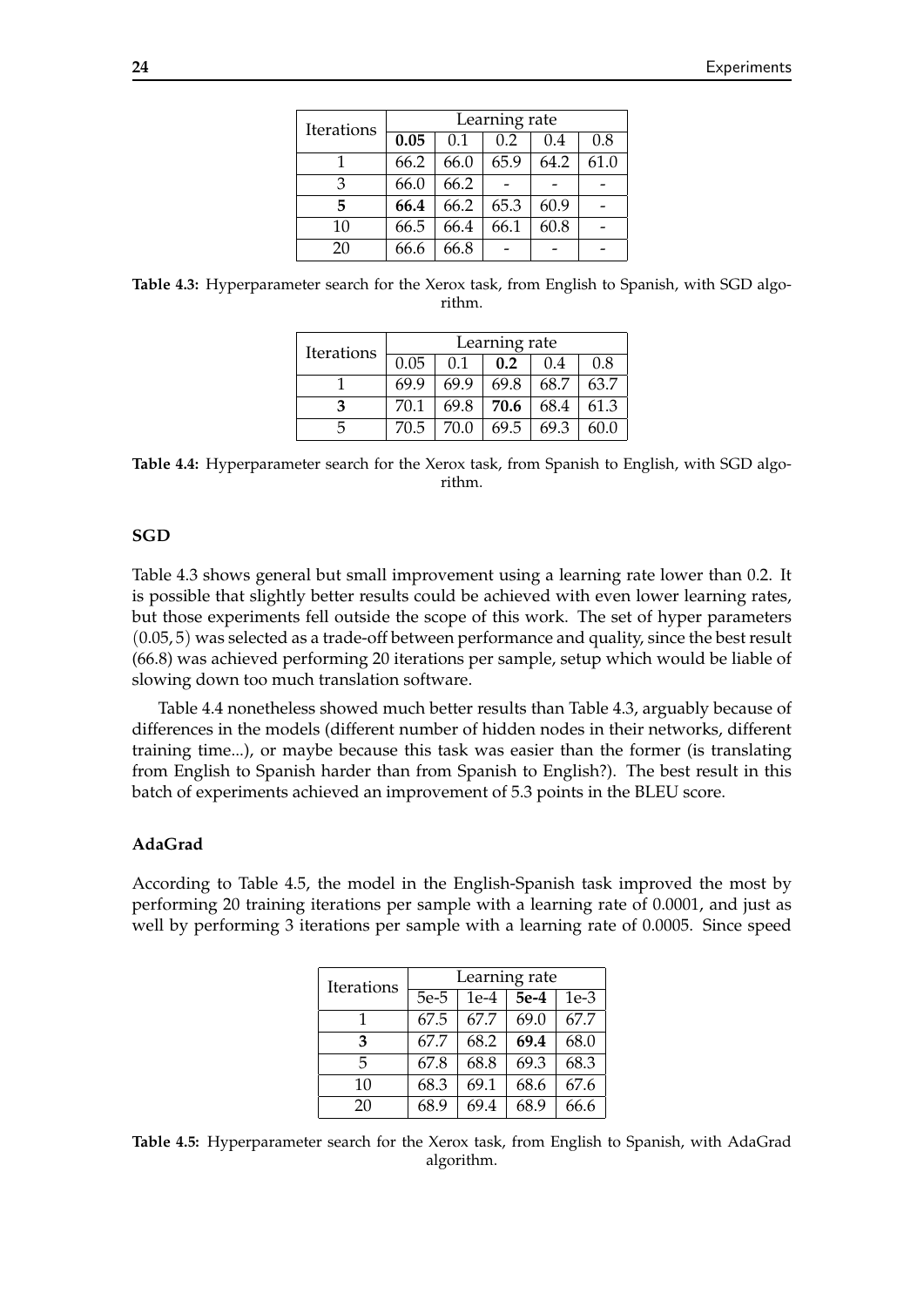| Iterations | Learning rate | | | | |
|---|---|---|---|---|---|
| | **0.05** | 0.1 | 0.2 | 0.4 | 0.8 |
| 1 | 66.2 | 66.0 | 65.9 | 64.2 | 61.0 |
| 3 | 66.0 | 66.2 | - | - | - |
| **5** | **66.4** | 66.2 | 65.3 | 60.9 | - |
| 10 | 66.5 | 66.4 | 66.1 | 60.8 | - |
| 20 | 66.6 | 66.8 | - | - | - |

**Table 4.3:** Hyperparameter search for the Xerox task, from English to Spanish, with SGD algorithm.

| Iterations | Learning rate | | | | |
|---|---|---|---|---|---|
| | 0.05 | 0.1 | **0.2** | 0.4 | 0.8 |
| 1 | 69.9 | 69.9 | 69.8 | 68.7 | 63.7 |
| **3** | 70.1 | 69.8 | **70.6** | 68.4 | 61.3 |
| 5 | 70.5 | 70.0 | 69.5 | 69.3 | 60.0 |

**Table 4.4:** Hyperparameter search for the Xerox task, from Spanish to English, with SGD algorithm.

### SGD

Table 4.3 shows general but small improvement using a learning rate lower than 0.2. It is possible that slightly better results could be achieved with even lower learning rates, but those experiments fell outside the scope of this work. The set of hyper parameters $(0.05, 5)$ was selected as a trade-off between performance and quality, since the best result (66.8) was achieved performing 20 iterations per sample, setup which would be liable of slowing down too much translation software.

Table 4.4 nonetheless showed much better results than Table 4.3, arguably because of differences in the models (different number of hidden nodes in their networks, different training time...), or maybe because this task was easier than the former (is translating from English to Spanish harder than from Spanish to English?). The best result in this batch of experiments achieved an improvement of 5.3 points in the BLEU score.

### AdaGrad

According to Table 4.5, the model in the English-Spanish task improved the most by performing 20 training iterations per sample with a learning rate of 0.0001, and just as well by performing 3 iterations per sample with a learning rate of 0.0005. Since speed

| Iterations | Learning rate | | | |
|---|---|---|---|---|
| | 5e-5 | 1e-4 | **5e-4** | 1e-3 |
| 1 | 67.5 | 67.7 | 69.0 | 67.7 |
| **3** | 67.7 | 68.2 | **69.4** | 68.0 |
| 5 | 67.8 | 68.8 | 69.3 | 68.3 |
| 10 | 68.3 | 69.1 | 68.6 | 67.6 |
| 20 | 68.9 | 69.4 | 68.9 | 66.6 |

**Table 4.5:** Hyperparameter search for the Xerox task, from English to Spanish, with AdaGrad algorithm.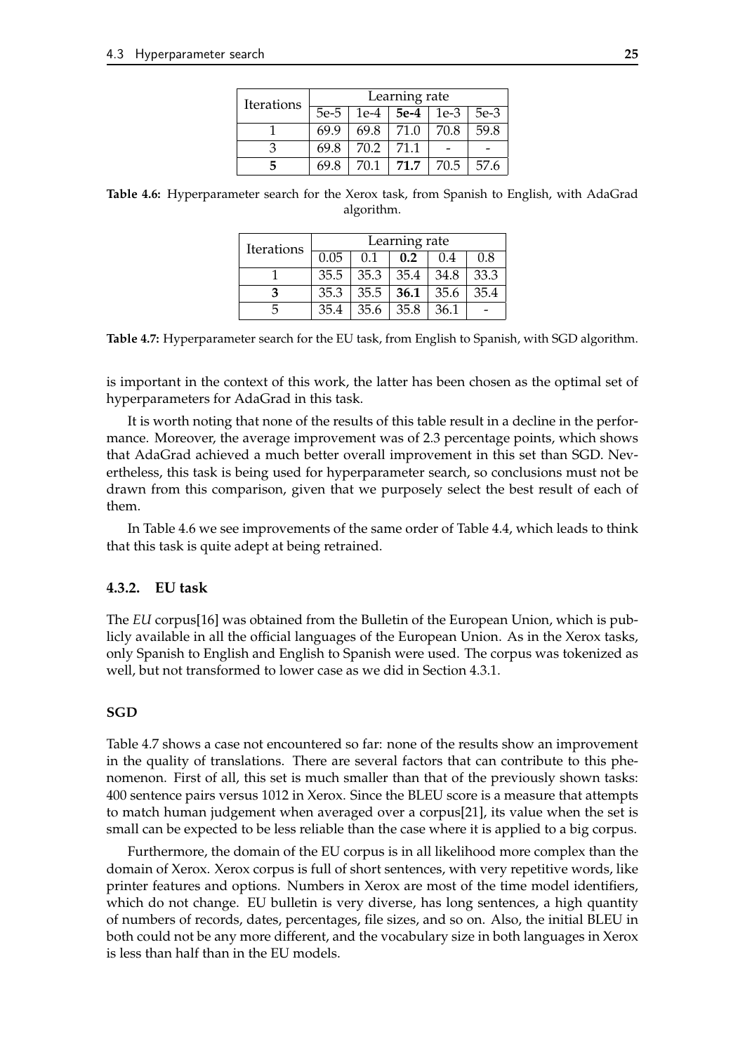| Iterations | Learning rate | | | | |
|---|---|---|---|---|---|
| | 5e-5 | 1e-4 | **5e-4** | 1e-3 | 5e-3 |
| 1 | 69.9 | 69.8 | 71.0 | 70.8 | 59.8 |
| 3 | 69.8 | 70.2 | 71.1 | - | - |
| **5** | 69.8 | 70.1 | **71.7** | 70.5 | 57.6 |

**Table 4.6:** Hyperparameter search for the Xerox task, from Spanish to English, with AdaGrad algorithm.

| Iterations | Learning rate | | | | |
|---|---|---|---|---|---|
| | 0.05 | 0.1 | **0.2** | 0.4 | 0.8 |
| 1 | 35.5 | 35.3 | 35.4 | 34.8 | 33.3 |
| **3** | 35.3 | 35.5 | **36.1** | 35.6 | 35.4 |
| 5 | 35.4 | 35.6 | 35.8 | 36.1 | - |

**Table 4.7:** Hyperparameter search for the EU task, from English to Spanish, with SGD algorithm.

is important in the context of this work, the latter has been chosen as the optimal set of hyperparameters for AdaGrad in this task.

It is worth noting that none of the results of this table result in a decline in the performance. Moreover, the average improvement was of 2.3 percentage points, which shows that AdaGrad achieved a much better overall improvement in this set than SGD. Nevertheless, this task is being used for hyperparameter search, so conclusions must not be drawn from this comparison, given that we purposely select the best result of each of them.

In Table 4.6 we see improvements of the same order of Table 4.4, which leads to think that this task is quite adept at being retrained.

### 4.3.2. EU task

The *EU* corpus[16] was obtained from the Bulletin of the European Union, which is publicly available in all the official languages of the European Union. As in the Xerox tasks, only Spanish to English and English to Spanish were used. The corpus was tokenized as well, but not transformed to lower case as we did in Section 4.3.1.

#### SGD

Table 4.7 shows a case not encountered so far: none of the results show an improvement in the quality of translations. There are several factors that can contribute to this phenomenon. First of all, this set is much smaller than that of the previously shown tasks: 400 sentence pairs versus 1012 in Xerox. Since the BLEU score is a measure that attempts to match human judgement when averaged over a corpus[21], its value when the set is small can be expected to be less reliable than the case where it is applied to a big corpus.

Furthermore, the domain of the EU corpus is in all likelihood more complex than the domain of Xerox. Xerox corpus is full of short sentences, with very repetitive words, like printer features and options. Numbers in Xerox are most of the time model identifiers, which do not change. EU bulletin is very diverse, has long sentences, a high quantity of numbers of records, dates, percentages, file sizes, and so on. Also, the initial BLEU in both could not be any more different, and the vocabulary size in both languages in Xerox is less than half than in the EU models.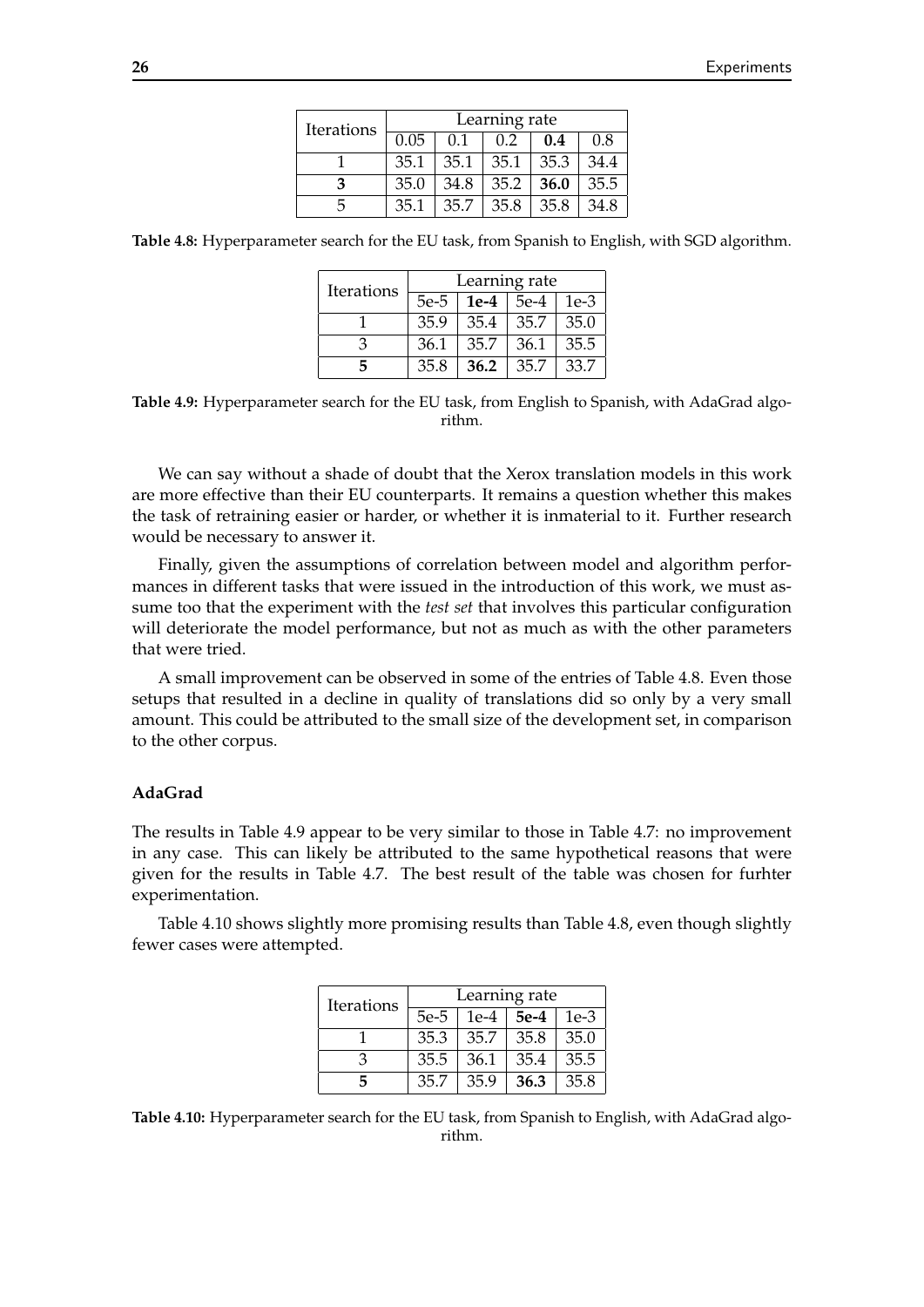| Iterations | Learning rate | | | | |
|---|---|---|---|---|---|
| | 0.05 | 0.1 | 0.2 | **0.4** | 0.8 |
| 1 | 35.1 | 35.1 | 35.1 | 35.3 | 34.4 |
| **3** | 35.0 | 34.8 | 35.2 | **36.0** | 35.5 |
| 5 | 35.1 | 35.7 | 35.8 | 35.8 | 34.8 |

**Table 4.8:** Hyperparameter search for the EU task, from Spanish to English, with SGD algorithm.

| Iterations | Learning rate | | | |
|---|---|---|---|---|
| | 5e-5 | **1e-4** | 5e-4 | 1e-3 |
| 1 | 35.9 | 35.4 | 35.7 | 35.0 |
| 3 | 36.1 | 35.7 | 36.1 | 35.5 |
| **5** | 35.8 | **36.2** | 35.7 | 33.7 |

**Table 4.9:** Hyperparameter search for the EU task, from English to Spanish, with AdaGrad algorithm.

We can say without a shade of doubt that the Xerox translation models in this work are more effective than their EU counterparts. It remains a question whether this makes the task of retraining easier or harder, or whether it is inmaterial to it. Further research would be necessary to answer it.

Finally, given the assumptions of correlation between model and algorithm performances in different tasks that were issued in the introduction of this work, we must assume too that the experiment with the *test set* that involves this particular configuration will deteriorate the model performance, but not as much as with the other parameters that were tried.

A small improvement can be observed in some of the entries of Table 4.8. Even those setups that resulted in a decline in quality of translations did so only by a very small amount. This could be attributed to the small size of the development set, in comparison to the other corpus.

### AdaGrad

The results in Table 4.9 appear to be very similar to those in Table 4.7: no improvement in any case. This can likely be attributed to the same hypothetical reasons that were given for the results in Table 4.7. The best result of the table was chosen for furhter experimentation.

Table 4.10 shows slightly more promising results than Table 4.8, even though slightly fewer cases were attempted.

| Iterations | Learning rate | | | |
|---|---|---|---|---|
| | 5e-5 | 1e-4 | **5e-4** | 1e-3 |
| 1 | 35.3 | 35.7 | 35.8 | 35.0 |
| 3 | 35.5 | 36.1 | 35.4 | 35.5 |
| **5** | 35.7 | 35.9 | **36.3** | 35.8 |

**Table 4.10:** Hyperparameter search for the EU task, from Spanish to English, with AdaGrad algorithm.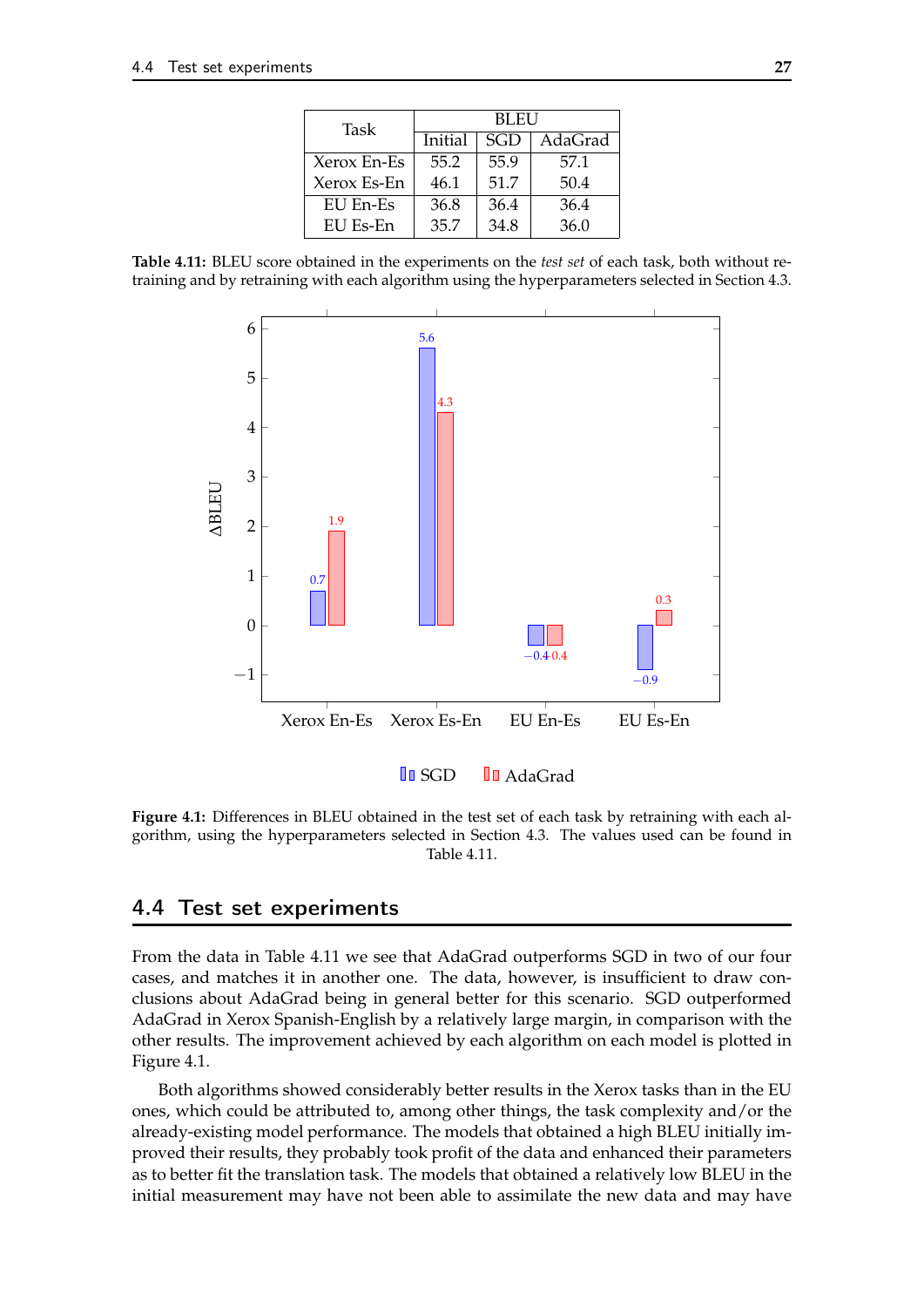| Task | BLEU | | |
|---|---|---|---|
| | Initial | SGD | AdaGrad |
| Xerox En-Es | 55.2 | 55.9 | 57.1 |
| Xerox Es-En | 46.1 | 51.7 | 50.4 |
| EU En-Es | 36.8 | 36.4 | 36.4 |
| EU Es-En | 35.7 | 34.8 | 36.0 |

**Table 4.11:** BLEU score obtained in the experiments on the *test set* of each task, both without retraining and by retraining with each algorithm using the hyperparameters selected in Section 4.3.

ΔBLEU

6
5
4
3
2
1
0
−1

5.6
4.3
0.7
1.9
−0.4
−0.4
−0.9
0.3

Xerox En-Es
Xerox Es-En
EU En-Es
EU Es-En

SGD
AdaGrad

**Figure 4.1:** Differences in BLEU obtained in the test set of each task by retraining with each algorithm, using the hyperparameters selected in Section 4.3. The values used can be found in Table 4.11.

## 4.4 Test set experiments

From the data in Table 4.11 we see that AdaGrad outperforms SGD in two of our four cases, and matches it in another one. The data, however, is insufficient to draw conclusions about AdaGrad being in general better for this scenario. SGD outperformed AdaGrad in Xerox Spanish-English by a relatively large margin, in comparison with the other results. The improvement achieved by each algorithm on each model is plotted in Figure 4.1.

Both algorithms showed considerably better results in the Xerox tasks than in the EU ones, which could be attributed to, among other things, the task complexity and/or the already-existing model performance. The models that obtained a high BLEU initially improved their results, they probably took profit of the data and enhanced their parameters as to better fit the translation task. The models that obtained a relatively low BLEU in the initial measurement may have not been able to assimilate the new data and may have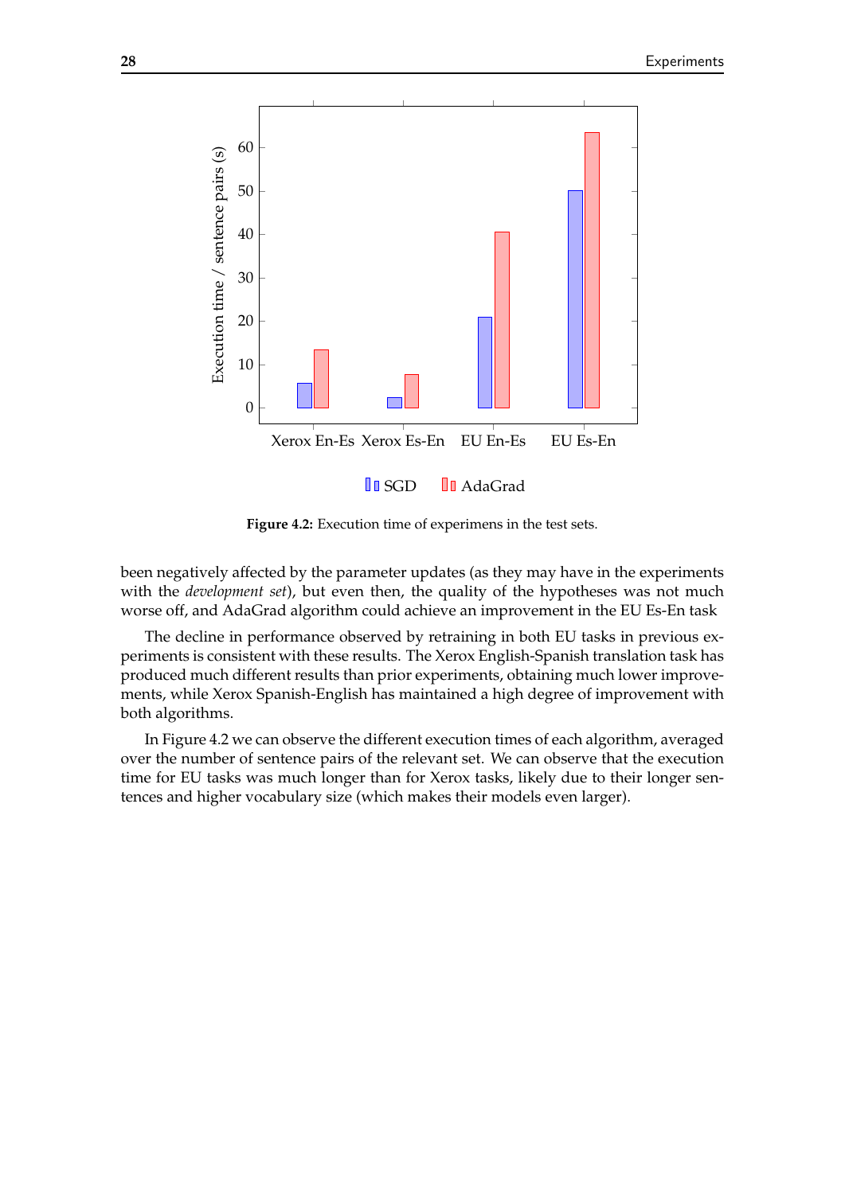Execution time / sentence pairs (s)

0
10
20
30
40
50
60

Xerox En-Es
Xerox Es-En
EU En-Es
EU Es-En

SGD
AdaGrad

**Figure 4.2:** Execution time of experimens in the test sets.

been negatively affected by the parameter updates (as they may have in the experiments with the *development set*), but even then, the quality of the hypotheses was not much worse off, and AdaGrad algorithm could achieve an improvement in the EU Es-En task

The decline in performance observed by retraining in both EU tasks in previous experiments is consistent with these results. The Xerox English-Spanish translation task has produced much different results than prior experiments, obtaining much lower improvements, while Xerox Spanish-English has maintained a high degree of improvement with both algorithms.

In Figure 4.2 we can observe the different execution times of each algorithm, averaged over the number of sentence pairs of the relevant set. We can observe that the execution time for EU tasks was much longer than for Xerox tasks, likely due to their longer sentences and higher vocabulary size (which makes their models even larger).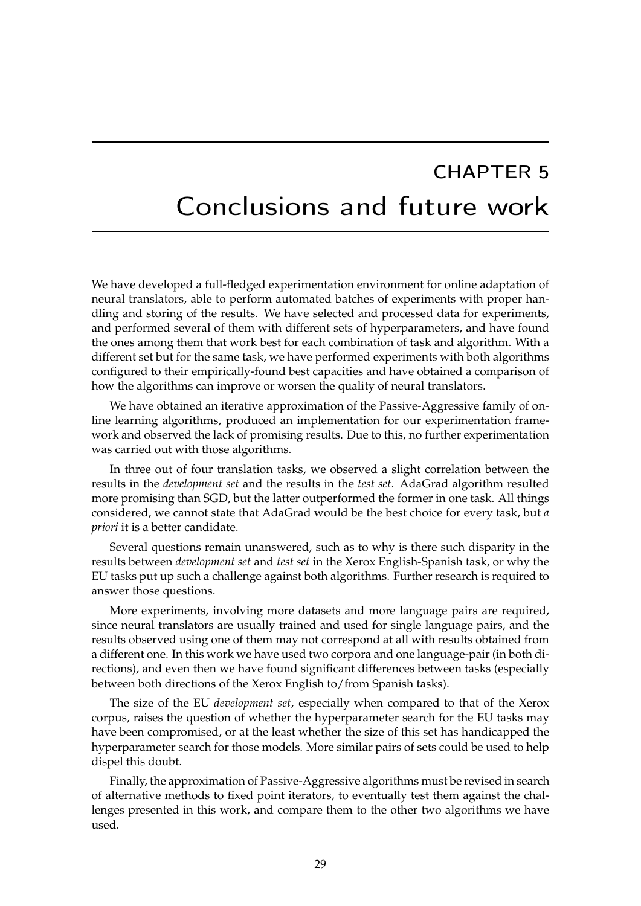# CHAPTER 5
# Conclusions and future work

We have developed a full-fledged experimentation environment for online adaptation of neural translators, able to perform automated batches of experiments with proper handling and storing of the results. We have selected and processed data for experiments, and performed several of them with different sets of hyperparameters, and have found the ones among them that work best for each combination of task and algorithm. With a different set but for the same task, we have performed experiments with both algorithms configured to their empirically-found best capacities and have obtained a comparison of how the algorithms can improve or worsen the quality of neural translators.

We have obtained an iterative approximation of the Passive-Aggressive family of online learning algorithms, produced an implementation for our experimentation framework and observed the lack of promising results. Due to this, no further experimentation was carried out with those algorithms.

In three out of four translation tasks, we observed a slight correlation between the results in the *development set* and the results in the *test set*. AdaGrad algorithm resulted more promising than SGD, but the latter outperformed the former in one task. All things considered, we cannot state that AdaGrad would be the best choice for every task, but *a priori* it is a better candidate.

Several questions remain unanswered, such as to why is there such disparity in the results between *development set* and *test set* in the Xerox English-Spanish task, or why the EU tasks put up such a challenge against both algorithms. Further research is required to answer those questions.

More experiments, involving more datasets and more language pairs are required, since neural translators are usually trained and used for single language pairs, and the results observed using one of them may not correspond at all with results obtained from a different one. In this work we have used two corpora and one language-pair (in both directions), and even then we have found significant differences between tasks (especially between both directions of the Xerox English to/from Spanish tasks).

The size of the EU *development set*, especially when compared to that of the Xerox corpus, raises the question of whether the hyperparameter search for the EU tasks may have been compromised, or at the least whether the size of this set has handicapped the hyperparameter search for those models. More similar pairs of sets could be used to help dispel this doubt.

Finally, the approximation of Passive-Aggressive algorithms must be revised in search of alternative methods to fixed point iterators, to eventually test them against the challenges presented in this work, and compare them to the other two algorithms we have used.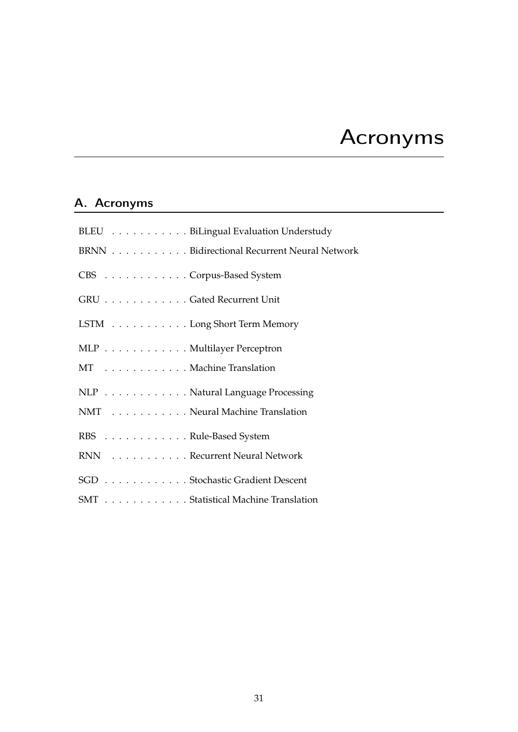# Acronyms

## A. Acronyms

BLEU . . . . . . . . . . . BiLingual Evaluation Understudy

BRNN . . . . . . . . . . . Bidirectional Recurrent Neural Network

CBS . . . . . . . . . . . . Corpus-Based System

GRU . . . . . . . . . . . . Gated Recurrent Unit

LSTM . . . . . . . . . . . Long Short Term Memory

MLP . . . . . . . . . . . . Multilayer Perceptron

MT . . . . . . . . . . . . Machine Translation

NLP . . . . . . . . . . . . Natural Language Processing

NMT . . . . . . . . . . . Neural Machine Translation

RBS . . . . . . . . . . . . Rule-Based System

RNN . . . . . . . . . . . Recurrent Neural Network

SGD . . . . . . . . . . . . Stochastic Gradient Descent

SMT . . . . . . . . . . . . Statistical Machine Translation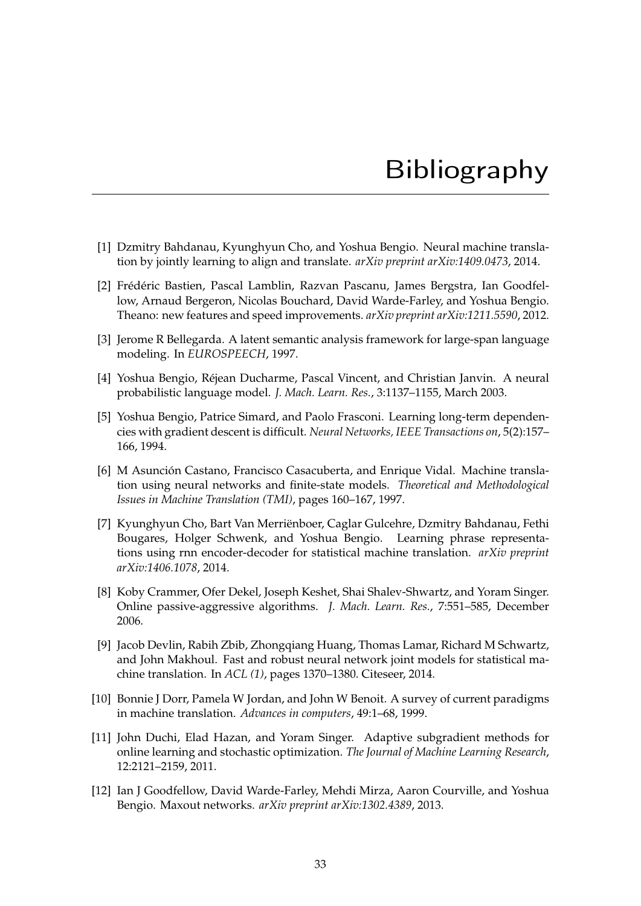# Bibliography

[1] Dzmitry Bahdanau, Kyunghyun Cho, and Yoshua Bengio. Neural machine translation by jointly learning to align and translate. *arXiv preprint arXiv:1409.0473*, 2014.

[2] Frédéric Bastien, Pascal Lamblin, Razvan Pascanu, James Bergstra, Ian Goodfellow, Arnaud Bergeron, Nicolas Bouchard, David Warde-Farley, and Yoshua Bengio. Theano: new features and speed improvements. *arXiv preprint arXiv:1211.5590*, 2012.

[3] Jerome R Bellegarda. A latent semantic analysis framework for large-span language modeling. In *EUROSPEECH*, 1997.

[4] Yoshua Bengio, Réjean Ducharme, Pascal Vincent, and Christian Janvin. A neural probabilistic language model. *J. Mach. Learn. Res.*, 3:1137–1155, March 2003.

[5] Yoshua Bengio, Patrice Simard, and Paolo Frasconi. Learning long-term dependencies with gradient descent is difficult. *Neural Networks, IEEE Transactions on*, 5(2):157–166, 1994.

[6] M Asunción Castano, Francisco Casacuberta, and Enrique Vidal. Machine translation using neural networks and finite-state models. *Theoretical and Methodological Issues in Machine Translation (TMI)*, pages 160–167, 1997.

[7] Kyunghyun Cho, Bart Van Merriënboer, Caglar Gulcehre, Dzmitry Bahdanau, Fethi Bougares, Holger Schwenk, and Yoshua Bengio. Learning phrase representations using rnn encoder-decoder for statistical machine translation. *arXiv preprint arXiv:1406.1078*, 2014.

[8] Koby Crammer, Ofer Dekel, Joseph Keshet, Shai Shalev-Shwartz, and Yoram Singer. Online passive-aggressive algorithms. *J. Mach. Learn. Res.*, 7:551–585, December 2006.

[9] Jacob Devlin, Rabih Zbib, Zhongqiang Huang, Thomas Lamar, Richard M Schwartz, and John Makhoul. Fast and robust neural network joint models for statistical machine translation. In *ACL (1)*, pages 1370–1380. Citeseer, 2014.

[10] Bonnie J Dorr, Pamela W Jordan, and John W Benoit. A survey of current paradigms in machine translation. *Advances in computers*, 49:1–68, 1999.

[11] John Duchi, Elad Hazan, and Yoram Singer. Adaptive subgradient methods for online learning and stochastic optimization. *The Journal of Machine Learning Research*, 12:2121–2159, 2011.

[12] Ian J Goodfellow, David Warde-Farley, Mehdi Mirza, Aaron Courville, and Yoshua Bengio. Maxout networks. *arXiv preprint arXiv:1302.4389*, 2013.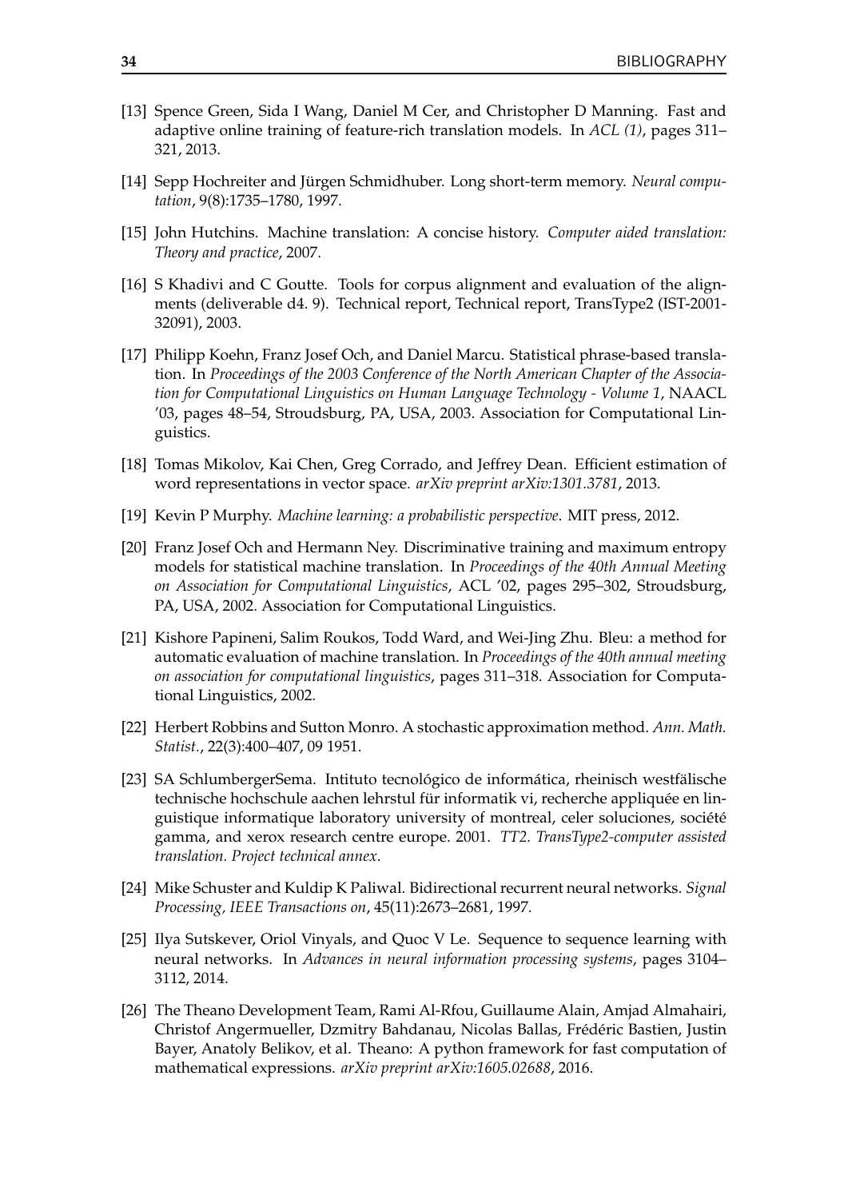[13] Spence Green, Sida I Wang, Daniel M Cer, and Christopher D Manning. Fast and adaptive online training of feature-rich translation models. In *ACL (1)*, pages 311–321, 2013.

[14] Sepp Hochreiter and Jürgen Schmidhuber. Long short-term memory. *Neural computation*, 9(8):1735–1780, 1997.

[15] John Hutchins. Machine translation: A concise history. *Computer aided translation: Theory and practice*, 2007.

[16] S Khadivi and C Goutte. Tools for corpus alignment and evaluation of the alignments (deliverable d4. 9). Technical report, Technical report, TransType2 (IST-2001-32091), 2003.

[17] Philipp Koehn, Franz Josef Och, and Daniel Marcu. Statistical phrase-based translation. In *Proceedings of the 2003 Conference of the North American Chapter of the Association for Computational Linguistics on Human Language Technology - Volume 1*, NAACL '03, pages 48–54, Stroudsburg, PA, USA, 2003. Association for Computational Linguistics.

[18] Tomas Mikolov, Kai Chen, Greg Corrado, and Jeffrey Dean. Efficient estimation of word representations in vector space. *arXiv preprint arXiv:1301.3781*, 2013.

[19] Kevin P Murphy. *Machine learning: a probabilistic perspective*. MIT press, 2012.

[20] Franz Josef Och and Hermann Ney. Discriminative training and maximum entropy models for statistical machine translation. In *Proceedings of the 40th Annual Meeting on Association for Computational Linguistics*, ACL '02, pages 295–302, Stroudsburg, PA, USA, 2002. Association for Computational Linguistics.

[21] Kishore Papineni, Salim Roukos, Todd Ward, and Wei-Jing Zhu. Bleu: a method for automatic evaluation of machine translation. In *Proceedings of the 40th annual meeting on association for computational linguistics*, pages 311–318. Association for Computational Linguistics, 2002.

[22] Herbert Robbins and Sutton Monro. A stochastic approximation method. *Ann. Math. Statist.*, 22(3):400–407, 09 1951.

[23] SA SchlumbergerSema. Intituto tecnológico de informática, rheinisch westfälische technische hochschule aachen lehrstul für informatik vi, recherche appliquée en linguistique informatique laboratory university of montreal, celer soluciones, société gamma, and xerox research centre europe. 2001. *TT2. TransType2-computer assisted translation. Project technical annex*.

[24] Mike Schuster and Kuldip K Paliwal. Bidirectional recurrent neural networks. *Signal Processing, IEEE Transactions on*, 45(11):2673–2681, 1997.

[25] Ilya Sutskever, Oriol Vinyals, and Quoc V Le. Sequence to sequence learning with neural networks. In *Advances in neural information processing systems*, pages 3104–3112, 2014.

[26] The Theano Development Team, Rami Al-Rfou, Guillaume Alain, Amjad Almahairi, Christof Angermueller, Dzmitry Bahdanau, Nicolas Ballas, Frédéric Bastien, Justin Bayer, Anatoly Belikov, et al. Theano: A python framework for fast computation of mathematical expressions. *arXiv preprint arXiv:1605.02688*, 2016.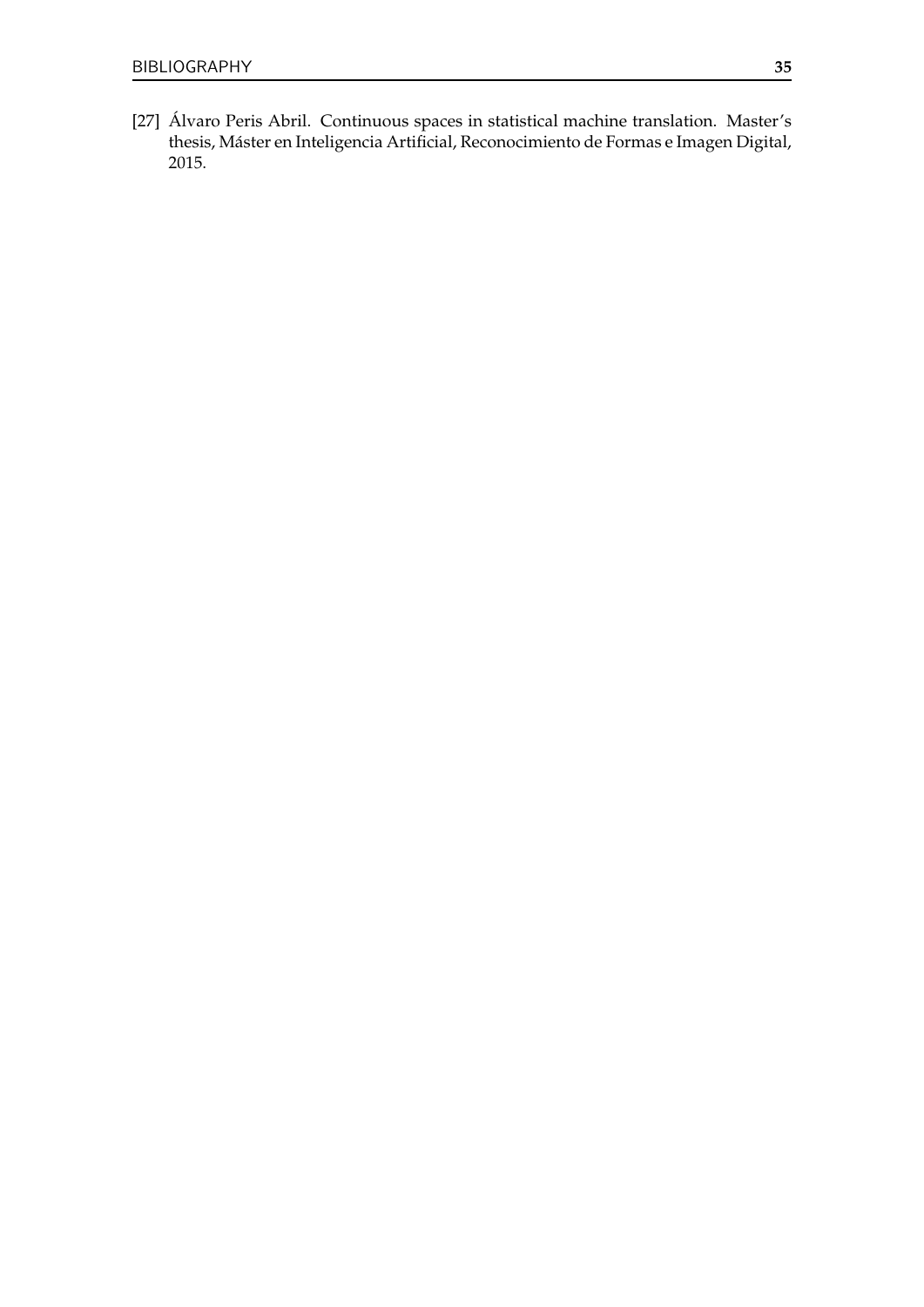[27] Álvaro Peris Abril. Continuous spaces in statistical machine translation. Master's thesis, Máster en Inteligencia Artificial, Reconocimiento de Formas e Imagen Digital, 2015.